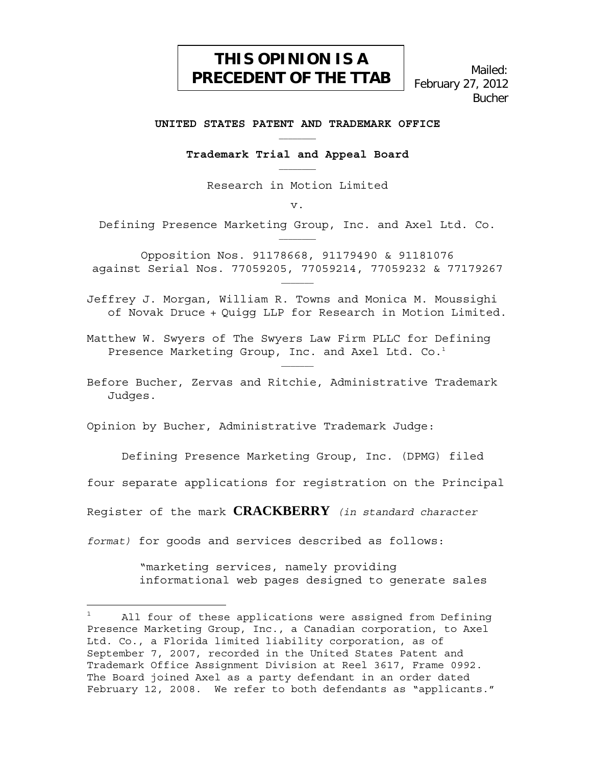**THIS OPINION IS A PRECEDENT OF THE TTAB**

Mailed: February 27, 2012
Bucher

**UNITED STATES PATENT AND TRADEMARK OFFICE**

______

**Trademark Trial and Appeal Board**

______

Research in Motion Limited

v.

Defining Presence Marketing Group, Inc. and Axel Ltd. Co.

______

Opposition Nos. 91178668, 91179490 & 91181076
against Serial Nos. 77059205, 77059214, 77059232 & 77179267

______

Jeffrey J. Morgan, William R. Towns and Monica M. Moussighi of Novak Druce + Quigg LLP for Research in Motion Limited.

Matthew W. Swyers of The Swyers Law Firm PLLC for Defining Presence Marketing Group, Inc. and Axel Ltd. Co.[1]

______

Before Bucher, Zervas and Ritchie, Administrative Trademark Judges.

Opinion by Bucher, Administrative Trademark Judge:

Defining Presence Marketing Group, Inc. (DPMG) filed four separate applications for registration on the Principal Register of the mark **CRACKBERRY** *(in standard character format)* for goods and services described as follows:

> "marketing services, namely providing informational web pages designed to generate sales

---

[1] All four of these applications were assigned from Defining Presence Marketing Group, Inc., a Canadian corporation, to Axel Ltd. Co., a Florida limited liability corporation, as of September 7, 2007, recorded in the United States Patent and Trademark Office Assignment Division at Reel 3617, Frame 0992. The Board joined Axel as a party defendant in an order dated February 12, 2008. We refer to both defendants as "applicants."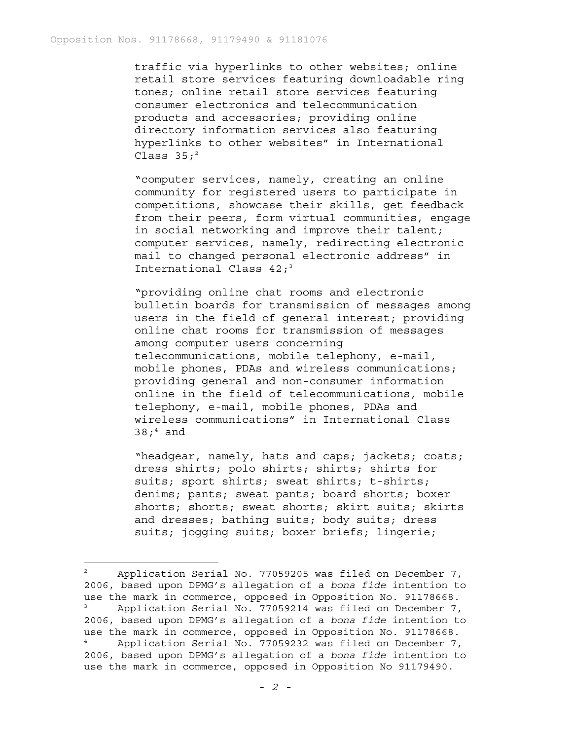traffic via hyperlinks to other websites; online retail store services featuring downloadable ring tones; online retail store services featuring consumer electronics and telecommunication products and accessories; providing online directory information services also featuring hyperlinks to other websites" in International Class 35;[2]

"computer services, namely, creating an online community for registered users to participate in competitions, showcase their skills, get feedback from their peers, form virtual communities, engage in social networking and improve their talent; computer services, namely, redirecting electronic mail to changed personal electronic address" in International Class 42;[3]

"providing online chat rooms and electronic bulletin boards for transmission of messages among users in the field of general interest; providing online chat rooms for transmission of messages among computer users concerning telecommunications, mobile telephony, e-mail, mobile phones, PDAs and wireless communications; providing general and non-consumer information online in the field of telecommunications, mobile telephony, e-mail, mobile phones, PDAs and wireless communications" in International Class 38;[4] and

"headgear, namely, hats and caps; jackets; coats; dress shirts; polo shirts; shirts; shirts for suits; sport shirts; sweat shirts; t-shirts; denims; pants; sweat pants; board shorts; boxer shorts; shorts; sweat shorts; skirt suits; skirts and dresses; bathing suits; body suits; dress suits; jogging suits; boxer briefs; lingerie;

---

[2] Application Serial No. 77059205 was filed on December 7, 2006, based upon DPMG's allegation of a *bona fide* intention to use the mark in commerce, opposed in Opposition No. 91178668.

[3] Application Serial No. 77059214 was filed on December 7, 2006, based upon DPMG's allegation of a *bona fide* intention to use the mark in commerce, opposed in Opposition No. 91178668.

[4] Application Serial No. 77059232 was filed on December 7, 2006, based upon DPMG's allegation of a *bona fide* intention to use the mark in commerce, opposed in Opposition No 91179490.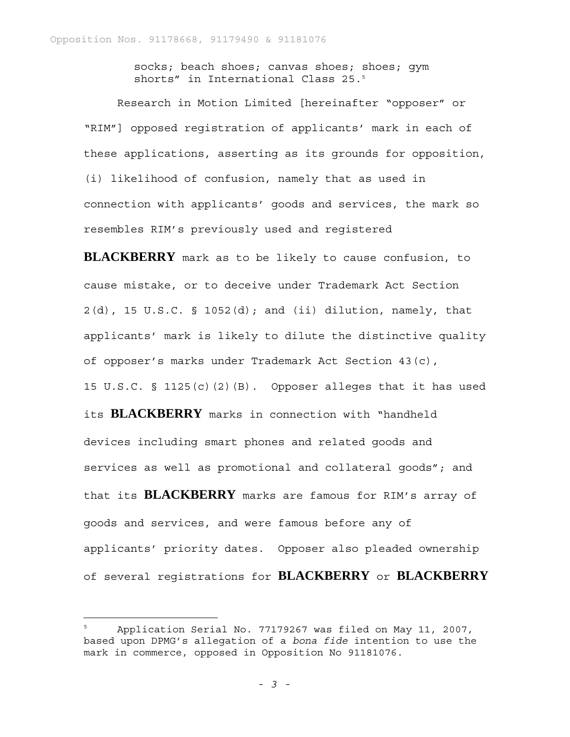socks; beach shoes; canvas shoes; shoes; gym shorts" in International Class 25.[5]

Research in Motion Limited [hereinafter "opposer" or "RIM"] opposed registration of applicants' mark in each of these applications, asserting as its grounds for opposition, (i) likelihood of confusion, namely that as used in connection with applicants' goods and services, the mark so resembles RIM's previously used and registered **BLACKBERRY** mark as to be likely to cause confusion, to cause mistake, or to deceive under Trademark Act Section 2(d), 15 U.S.C. § 1052(d); and (ii) dilution, namely, that applicants' mark is likely to dilute the distinctive quality of opposer's marks under Trademark Act Section 43(c), 15 U.S.C. § 1125(c)(2)(B). Opposer alleges that it has used its **BLACKBERRY** marks in connection with "handheld devices including smart phones and related goods and services as well as promotional and collateral goods"; and that its **BLACKBERRY** marks are famous for RIM's array of goods and services, and were famous before any of applicants' priority dates. Opposer also pleaded ownership of several registrations for **BLACKBERRY** or **BLACKBERRY**

---

[5] Application Serial No. 77179267 was filed on May 11, 2007, based upon DPMG's allegation of a *bona fide* intention to use the mark in commerce, opposed in Opposition No 91181076.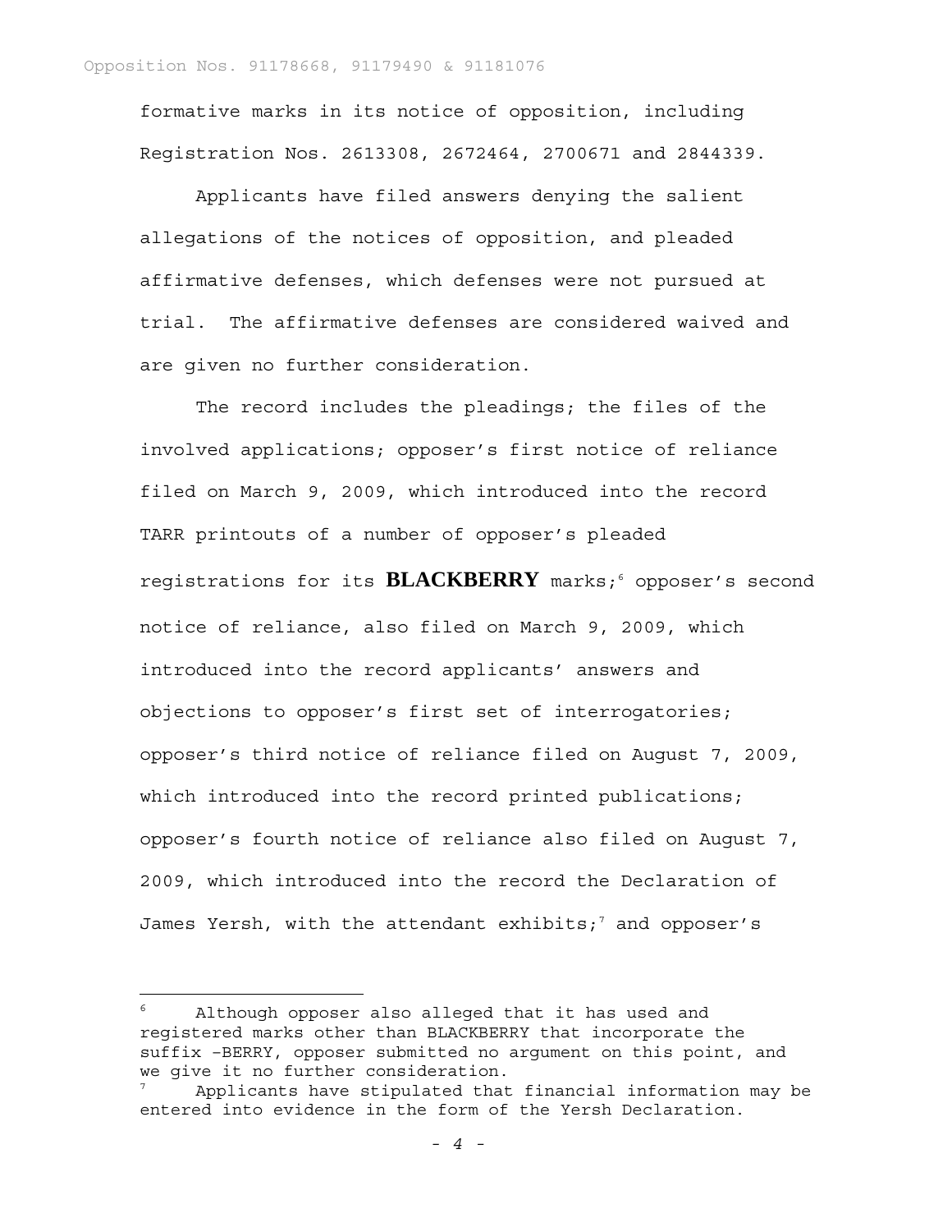formative marks in its notice of opposition, including Registration Nos. 2613308, 2672464, 2700671 and 2844339.

Applicants have filed answers denying the salient allegations of the notices of opposition, and pleaded affirmative defenses, which defenses were not pursued at trial. The affirmative defenses are considered waived and are given no further consideration.

The record includes the pleadings; the files of the involved applications; opposer's first notice of reliance filed on March 9, 2009, which introduced into the record TARR printouts of a number of opposer's pleaded registrations for its **BLACKBERRY** marks;[6] opposer's second notice of reliance, also filed on March 9, 2009, which introduced into the record applicants' answers and objections to opposer's first set of interrogatories; opposer's third notice of reliance filed on August 7, 2009, which introduced into the record printed publications; opposer's fourth notice of reliance also filed on August 7, 2009, which introduced into the record the Declaration of James Yersh, with the attendant exhibits;[7] and opposer's

---

[6] Although opposer also alleged that it has used and registered marks other than BLACKBERRY that incorporate the suffix –BERRY, opposer submitted no argument on this point, and we give it no further consideration.

[7] Applicants have stipulated that financial information may be entered into evidence in the form of the Yersh Declaration.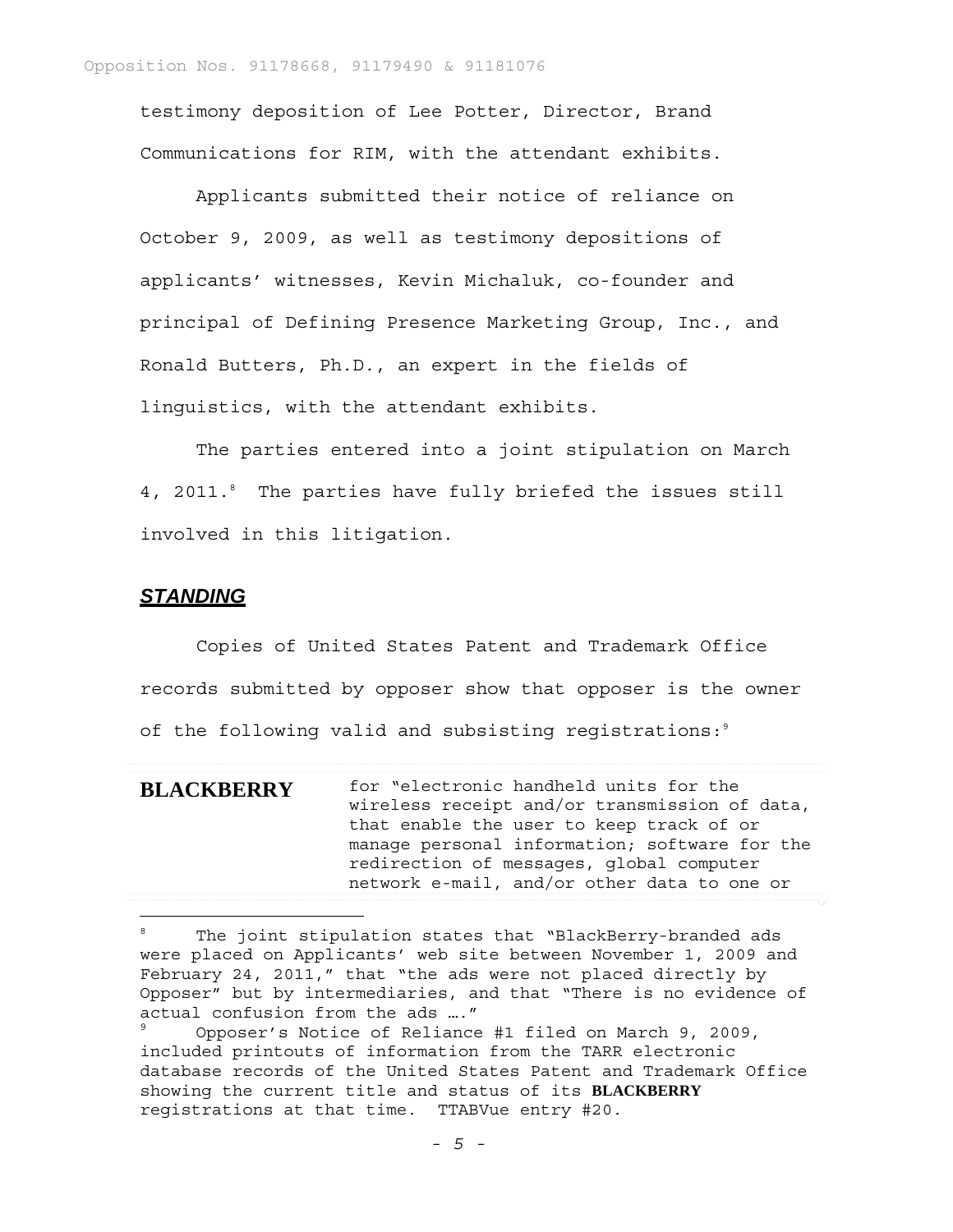testimony deposition of Lee Potter, Director, Brand Communications for RIM, with the attendant exhibits.

Applicants submitted their notice of reliance on October 9, 2009, as well as testimony depositions of applicants' witnesses, Kevin Michaluk, co-founder and principal of Defining Presence Marketing Group, Inc., and Ronald Butters, Ph.D., an expert in the fields of linguistics, with the attendant exhibits.

The parties entered into a joint stipulation on March 4, 2011.[8] The parties have fully briefed the issues still involved in this litigation.

## ***STANDING***

Copies of United States Patent and Trademark Office records submitted by opposer show that opposer is the owner of the following valid and subsisting registrations:[9]

| | |
|---|---|
| **BLACKBERRY** | for "electronic handheld units for the wireless receipt and/or transmission of data, that enable the user to keep track of or manage personal information; software for the redirection of messages, global computer network e-mail, and/or other data to one or |

---

[8] The joint stipulation states that "BlackBerry-branded ads were placed on Applicants' web site between November 1, 2009 and February 24, 2011," that "the ads were not placed directly by Opposer" but by intermediaries, and that "There is no evidence of actual confusion from the ads …."

[9] Opposer's Notice of Reliance #1 filed on March 9, 2009, included printouts of information from the TARR electronic database records of the United States Patent and Trademark Office showing the current title and status of its **BLACKBERRY** registrations at that time. TTABVue entry #20.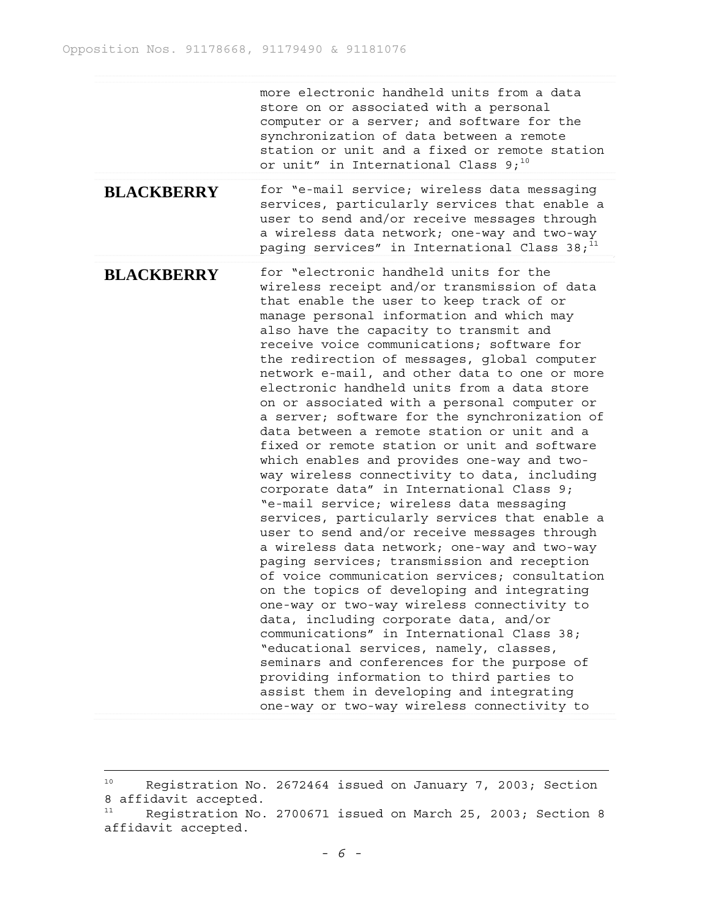| | |
|---|---|
| | more electronic handheld units from a data store on or associated with a personal computer or a server; and software for the synchronization of data between a remote station or unit and a fixed or remote station or unit" in International Class 9;[10] |
| **BLACKBERRY** | for "e-mail service; wireless data messaging services, particularly services that enable a user to send and/or receive messages through a wireless data network; one-way and two-way paging services" in International Class 38;[11] |
| **BLACKBERRY** | for "electronic handheld units for the wireless receipt and/or transmission of data that enable the user to keep track of or manage personal information and which may also have the capacity to transmit and receive voice communications; software for the redirection of messages, global computer network e-mail, and other data to one or more electronic handheld units from a data store on or associated with a personal computer or a server; software for the synchronization of data between a remote station or unit and a fixed or remote station or unit and software which enables and provides one-way and two-way wireless connectivity to data, including corporate data" in International Class 9; "e-mail service; wireless data messaging services, particularly services that enable a user to send and/or receive messages through a wireless data network; one-way and two-way paging services; transmission and reception of voice communication services; consultation on the topics of developing and integrating one-way or two-way wireless connectivity to data, including corporate data, and/or communications" in International Class 38; "educational services, namely, classes, seminars and conferences for the purpose of providing information to third parties to assist them in developing and integrating one-way or two-way wireless connectivity to |

---

[10] Registration No. 2672464 issued on January 7, 2003; Section 8 affidavit accepted.

[11] Registration No. 2700671 issued on March 25, 2003; Section 8 affidavit accepted.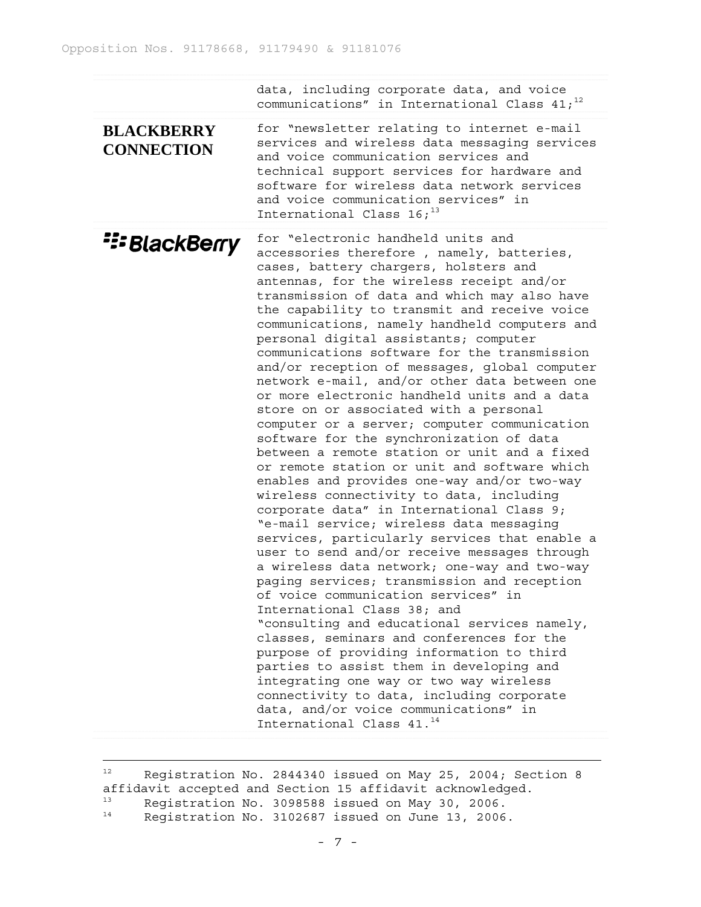| | |
|---|---|
| | data, including corporate data, and voice communications" in International Class 41;[12] |
| **BLACKBERRY CONNECTION** | for "newsletter relating to internet e-mail services and wireless data messaging services and voice communication services and technical support services for hardware and software for wireless data network services and voice communication services" in International Class 16;[13] |
| BlackBerry | for "electronic handheld units and accessories therefore , namely, batteries, cases, battery chargers, holsters and antennas, for the wireless receipt and/or transmission of data and which may also have the capability to transmit and receive voice communications, namely handheld computers and personal digital assistants; computer communications software for the transmission and/or reception of messages, global computer network e-mail, and/or other data between one or more electronic handheld units and a data store on or associated with a personal computer or a server; computer communication software for the synchronization of data between a remote station or unit and a fixed or remote station or unit and software which enables and provides one-way and/or two-way wireless connectivity to data, including corporate data" in International Class 9; "e-mail service; wireless data messaging services, particularly services that enable a user to send and/or receive messages through a wireless data network; one-way and two-way paging services; transmission and reception of voice communication services" in International Class 38; and "consulting and educational services namely, classes, seminars and conferences for the purpose of providing information to third parties to assist them in developing and integrating one way or two way wireless connectivity to data, including corporate data, and/or voice communications" in International Class 41.[14] |

---

[12] Registration No. 2844340 issued on May 25, 2004; Section 8 affidavit accepted and Section 15 affidavit acknowledged.

[13] Registration No. 3098588 issued on May 30, 2006.

[14] Registration No. 3102687 issued on June 13, 2006.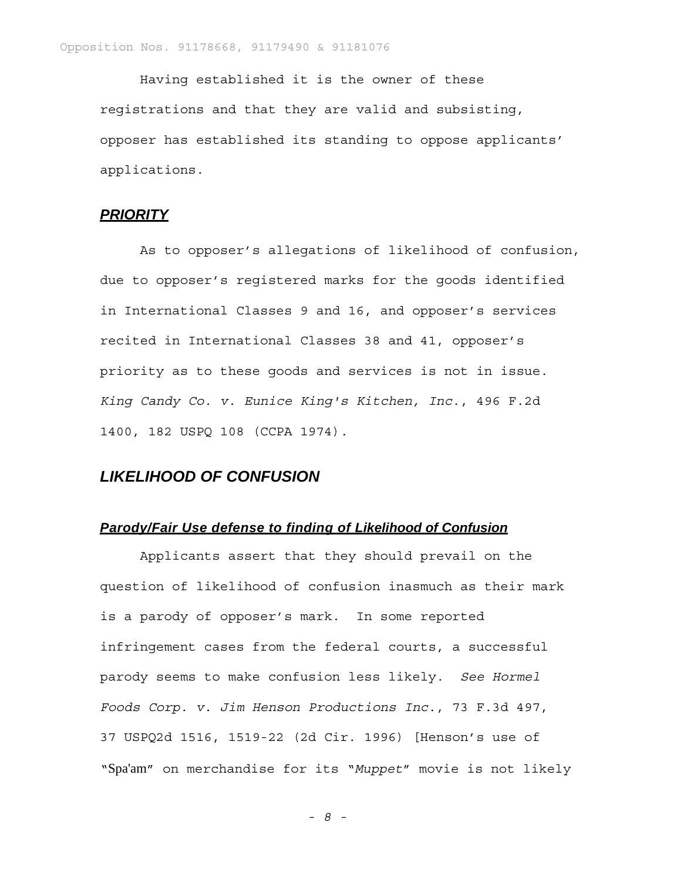Having established it is the owner of these registrations and that they are valid and subsisting, opposer has established its standing to oppose applicants' applications.

## ***PRIORITY***

As to opposer's allegations of likelihood of confusion, due to opposer's registered marks for the goods identified in International Classes 9 and 16, and opposer's services recited in International Classes 38 and 41, opposer's priority as to these goods and services is not in issue. *King Candy Co. v. Eunice King's Kitchen, Inc.*, 496 F.2d 1400, 182 USPQ 108 (CCPA 1974).

## ***LIKELIHOOD OF CONFUSION***

### ***Parody/Fair Use defense to finding of Likelihood of Confusion***

Applicants assert that they should prevail on the question of likelihood of confusion inasmuch as their mark is a parody of opposer's mark. In some reported infringement cases from the federal courts, a successful parody seems to make confusion less likely. *See Hormel Foods Corp. v. Jim Henson Productions Inc.*, 73 F.3d 497, 37 USPQ2d 1516, 1519-22 (2d Cir. 1996) [Henson's use of "Spa'am" on merchandise for its "*Muppet*" movie is not likely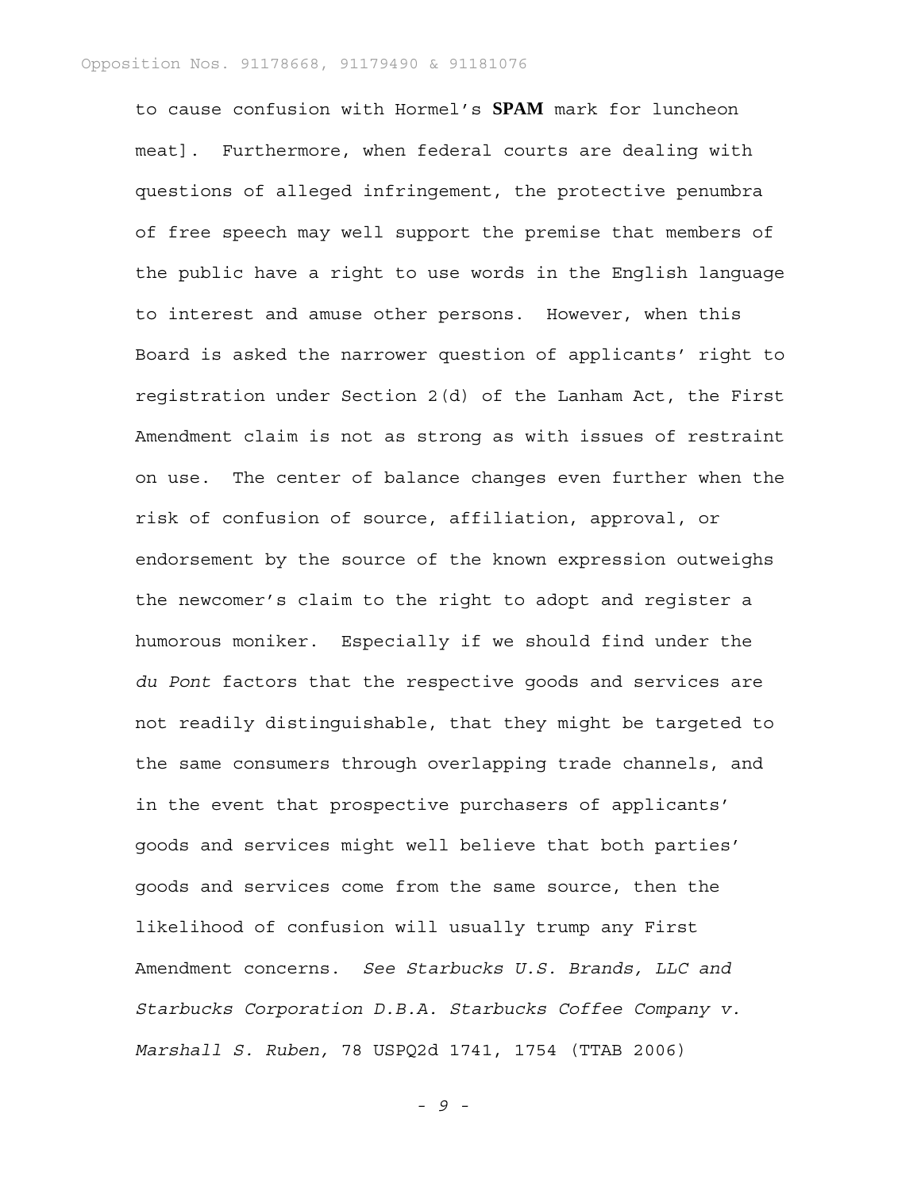to cause confusion with Hormel's **SPAM** mark for luncheon meat]. Furthermore, when federal courts are dealing with questions of alleged infringement, the protective penumbra of free speech may well support the premise that members of the public have a right to use words in the English language to interest and amuse other persons. However, when this Board is asked the narrower question of applicants' right to registration under Section 2(d) of the Lanham Act, the First Amendment claim is not as strong as with issues of restraint on use. The center of balance changes even further when the risk of confusion of source, affiliation, approval, or endorsement by the source of the known expression outweighs the newcomer's claim to the right to adopt and register a humorous moniker. Especially if we should find under the *du Pont* factors that the respective goods and services are not readily distinguishable, that they might be targeted to the same consumers through overlapping trade channels, and in the event that prospective purchasers of applicants' goods and services might well believe that both parties' goods and services come from the same source, then the likelihood of confusion will usually trump any First Amendment concerns. *See Starbucks U.S. Brands, LLC and Starbucks Corporation D.B.A. Starbucks Coffee Company v. Marshall S. Ruben,* 78 USPQ2d 1741, 1754 (TTAB 2006)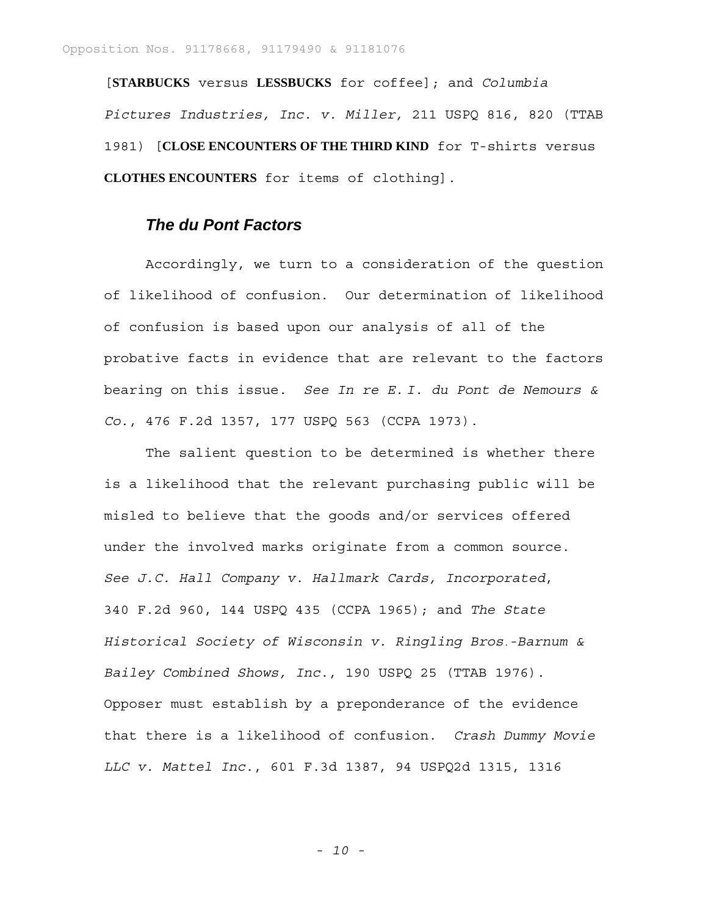[**STARBUCKS** versus **LESSBUCKS** for coffee]; and *Columbia Pictures Industries, Inc. v. Miller,* 211 USPQ 816, 820 (TTAB 1981) [**CLOSE ENCOUNTERS OF THE THIRD KIND** for T-shirts versus **CLOTHES ENCOUNTERS** for items of clothing].

### *The du Pont Factors*

Accordingly, we turn to a consideration of the question of likelihood of confusion. Our determination of likelihood of confusion is based upon our analysis of all of the probative facts in evidence that are relevant to the factors bearing on this issue. *See In re E.I. du Pont de Nemours & Co.*, 476 F.2d 1357, 177 USPQ 563 (CCPA 1973).

The salient question to be determined is whether there is a likelihood that the relevant purchasing public will be misled to believe that the goods and/or services offered under the involved marks originate from a common source. *See J.C. Hall Company v. Hallmark Cards, Incorporated*, 340 F.2d 960, 144 USPQ 435 (CCPA 1965); and *The State Historical Society of Wisconsin v. Ringling Bros.-Barnum & Bailey Combined Shows, Inc.*, 190 USPQ 25 (TTAB 1976). Opposer must establish by a preponderance of the evidence that there is a likelihood of confusion. *Crash Dummy Movie LLC v. Mattel Inc.*, 601 F.3d 1387, 94 USPQ2d 1315, 1316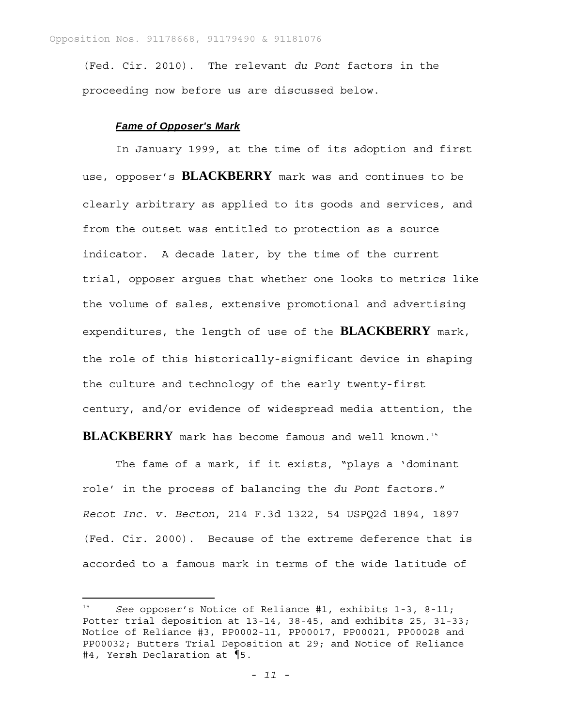(Fed. Cir. 2010). The relevant *du Pont* factors in the proceeding now before us are discussed below.

***Fame of Opposer's Mark***

In January 1999, at the time of its adoption and first use, opposer's **BLACKBERRY** mark was and continues to be clearly arbitrary as applied to its goods and services, and from the outset was entitled to protection as a source indicator. A decade later, by the time of the current trial, opposer argues that whether one looks to metrics like the volume of sales, extensive promotional and advertising expenditures, the length of use of the **BLACKBERRY** mark, the role of this historically-significant device in shaping the culture and technology of the early twenty-first century, and/or evidence of widespread media attention, the **BLACKBERRY** mark has become famous and well known.[15]

The fame of a mark, if it exists, "plays a 'dominant role' in the process of balancing the *du Pont* factors." *Recot Inc. v. Becton*, 214 F.3d 1322, 54 USPQ2d 1894, 1897 (Fed. Cir. 2000). Because of the extreme deference that is accorded to a famous mark in terms of the wide latitude of

---

[15] *See* opposer's Notice of Reliance #1, exhibits 1-3, 8-11; Potter trial deposition at 13-14, 38-45, and exhibits 25, 31-33; Notice of Reliance #3, PP0002-11, PP00017, PP00021, PP00028 and PP00032; Butters Trial Deposition at 29; and Notice of Reliance #4, Yersh Declaration at ¶5.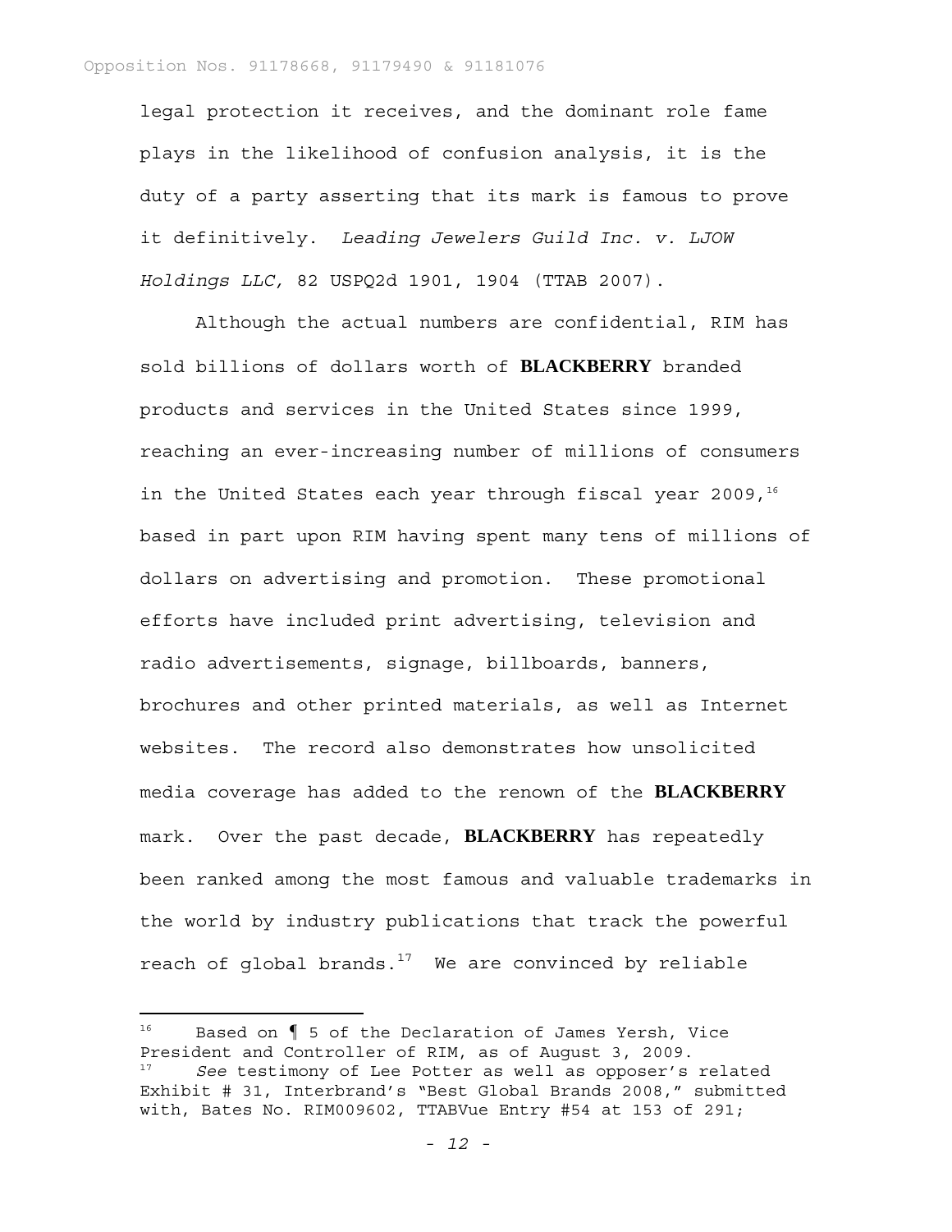legal protection it receives, and the dominant role fame plays in the likelihood of confusion analysis, it is the duty of a party asserting that its mark is famous to prove it definitively. *Leading Jewelers Guild Inc. v. LJOW Holdings LLC,* 82 USPQ2d 1901, 1904 (TTAB 2007).

Although the actual numbers are confidential, RIM has sold billions of dollars worth of **BLACKBERRY** branded products and services in the United States since 1999, reaching an ever-increasing number of millions of consumers in the United States each year through fiscal year 2009,[16] based in part upon RIM having spent many tens of millions of dollars on advertising and promotion. These promotional efforts have included print advertising, television and radio advertisements, signage, billboards, banners, brochures and other printed materials, as well as Internet websites. The record also demonstrates how unsolicited media coverage has added to the renown of the **BLACKBERRY** mark. Over the past decade, **BLACKBERRY** has repeatedly been ranked among the most famous and valuable trademarks in the world by industry publications that track the powerful reach of global brands.[17] We are convinced by reliable

---

[16] Based on ¶ 5 of the Declaration of James Yersh, Vice President and Controller of RIM, as of August 3, 2009.

[17] *See* testimony of Lee Potter as well as opposer's related Exhibit # 31, Interbrand's "Best Global Brands 2008," submitted with, Bates No. RIM009602, TTABVue Entry #54 at 153 of 291;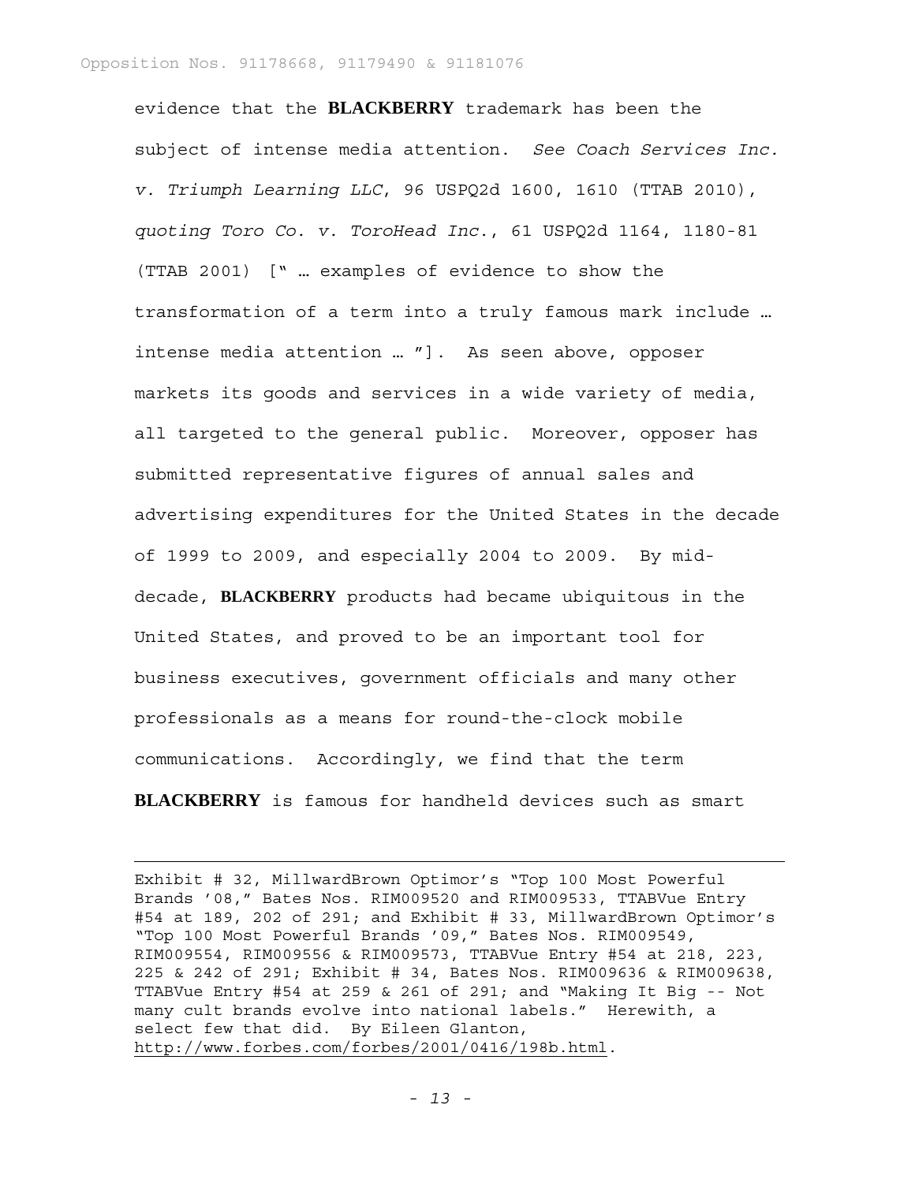evidence that the **BLACKBERRY** trademark has been the subject of intense media attention. *See Coach Services Inc. v. Triumph Learning LLC*, 96 USPQ2d 1600, 1610 (TTAB 2010), *quoting Toro Co. v. ToroHead Inc.*, 61 USPQ2d 1164, 1180-81 (TTAB 2001) [" … examples of evidence to show the transformation of a term into a truly famous mark include … intense media attention … "]. As seen above, opposer markets its goods and services in a wide variety of media, all targeted to the general public. Moreover, opposer has submitted representative figures of annual sales and advertising expenditures for the United States in the decade of 1999 to 2009, and especially 2004 to 2009. By mid-decade, **BLACKBERRY** products had became ubiquitous in the United States, and proved to be an important tool for business executives, government officials and many other professionals as a means for round-the-clock mobile communications. Accordingly, we find that the term **BLACKBERRY** is famous for handheld devices such as smart

---

Exhibit # 32, MillwardBrown Optimor's "Top 100 Most Powerful Brands '08," Bates Nos. RIM009520 and RIM009533, TTABVue Entry #54 at 189, 202 of 291; and Exhibit # 33, MillwardBrown Optimor's "Top 100 Most Powerful Brands '09," Bates Nos. RIM009549, RIM009554, RIM009556 & RIM009573, TTABVue Entry #54 at 218, 223, 225 & 242 of 291; Exhibit # 34, Bates Nos. RIM009636 & RIM009638, TTABVue Entry #54 at 259 & 261 of 291; and "Making It Big -- Not many cult brands evolve into national labels." Herewith, a select few that did. By Eileen Glanton, http://www.forbes.com/forbes/2001/0416/198b.html.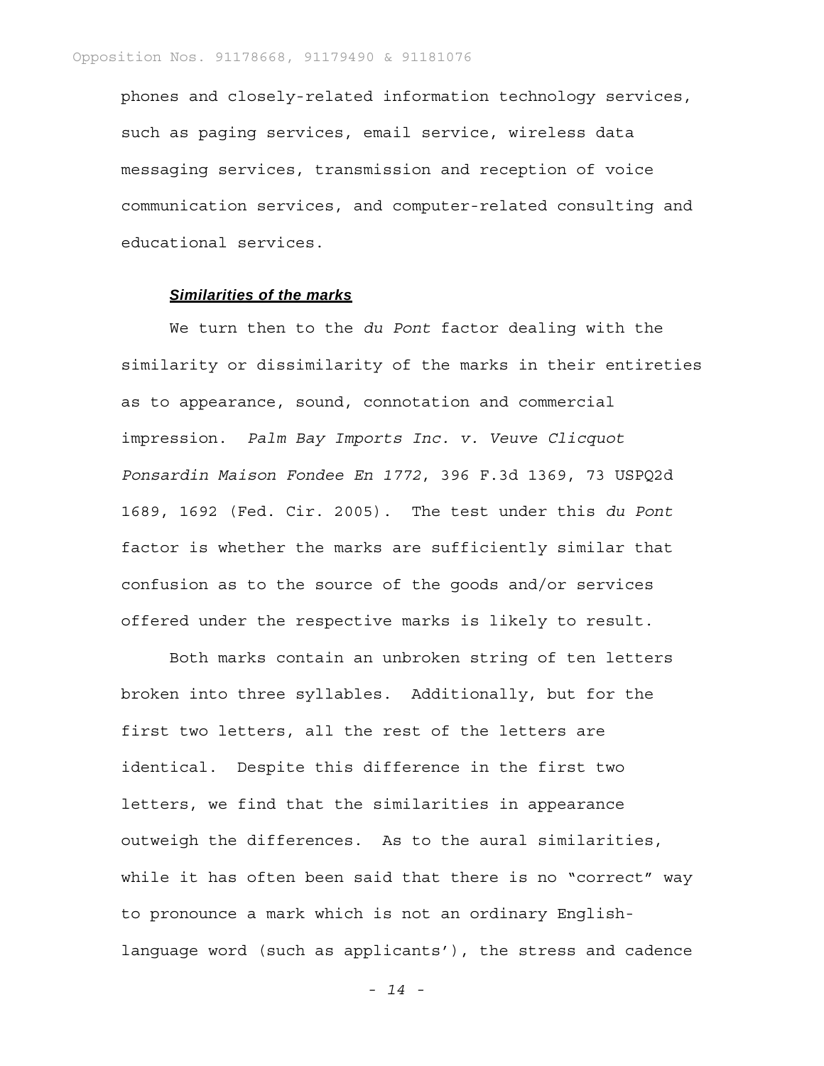phones and closely-related information technology services, such as paging services, email service, wireless data messaging services, transmission and reception of voice communication services, and computer-related consulting and educational services.

***Similarities of the marks***

We turn then to the *du Pont* factor dealing with the similarity or dissimilarity of the marks in their entireties as to appearance, sound, connotation and commercial impression. *Palm Bay Imports Inc. v. Veuve Clicquot Ponsardin Maison Fondee En 1772*, 396 F.3d 1369, 73 USPQ2d 1689, 1692 (Fed. Cir. 2005). The test under this *du Pont* factor is whether the marks are sufficiently similar that confusion as to the source of the goods and/or services offered under the respective marks is likely to result.

Both marks contain an unbroken string of ten letters broken into three syllables. Additionally, but for the first two letters, all the rest of the letters are identical. Despite this difference in the first two letters, we find that the similarities in appearance outweigh the differences. As to the aural similarities, while it has often been said that there is no "correct" way to pronounce a mark which is not an ordinary English-language word (such as applicants'), the stress and cadence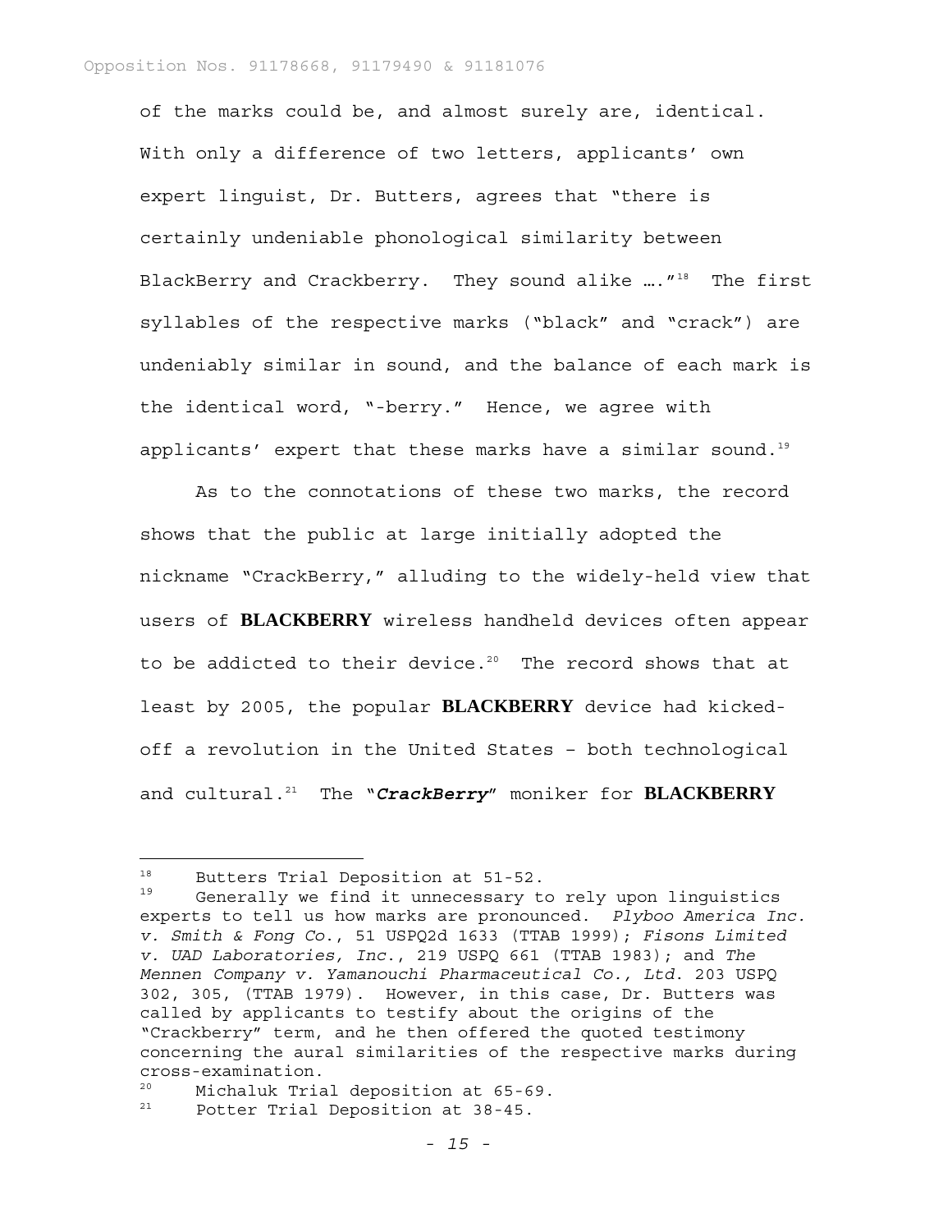of the marks could be, and almost surely are, identical. With only a difference of two letters, applicants' own expert linguist, Dr. Butters, agrees that "there is certainly undeniable phonological similarity between BlackBerry and Crackberry. They sound alike …."[18] The first syllables of the respective marks ("black" and "crack") are undeniably similar in sound, and the balance of each mark is the identical word, "-berry." Hence, we agree with applicants' expert that these marks have a similar sound.[19]

As to the connotations of these two marks, the record shows that the public at large initially adopted the nickname "CrackBerry," alluding to the widely-held view that users of **BLACKBERRY** wireless handheld devices often appear to be addicted to their device.[20] The record shows that at least by 2005, the popular **BLACKBERRY** device had kicked-off a revolution in the United States – both technological and cultural.[21] The "***CrackBerry***" moniker for **BLACKBERRY**

---

[18] Butters Trial Deposition at 51-52.

[19] Generally we find it unnecessary to rely upon linguistics experts to tell us how marks are pronounced. *Plyboo America Inc. v. Smith & Fong Co.*, 51 USPQ2d 1633 (TTAB 1999); *Fisons Limited v. UAD Laboratories, Inc.*, 219 USPQ 661 (TTAB 1983); and *The Mennen Company v. Yamanouchi Pharmaceutical Co., Ltd.* 203 USPQ 302, 305, (TTAB 1979). However, in this case, Dr. Butters was called by applicants to testify about the origins of the "Crackberry" term, and he then offered the quoted testimony concerning the aural similarities of the respective marks during cross-examination.

[20] Michaluk Trial deposition at 65-69.

[21] Potter Trial Deposition at 38-45.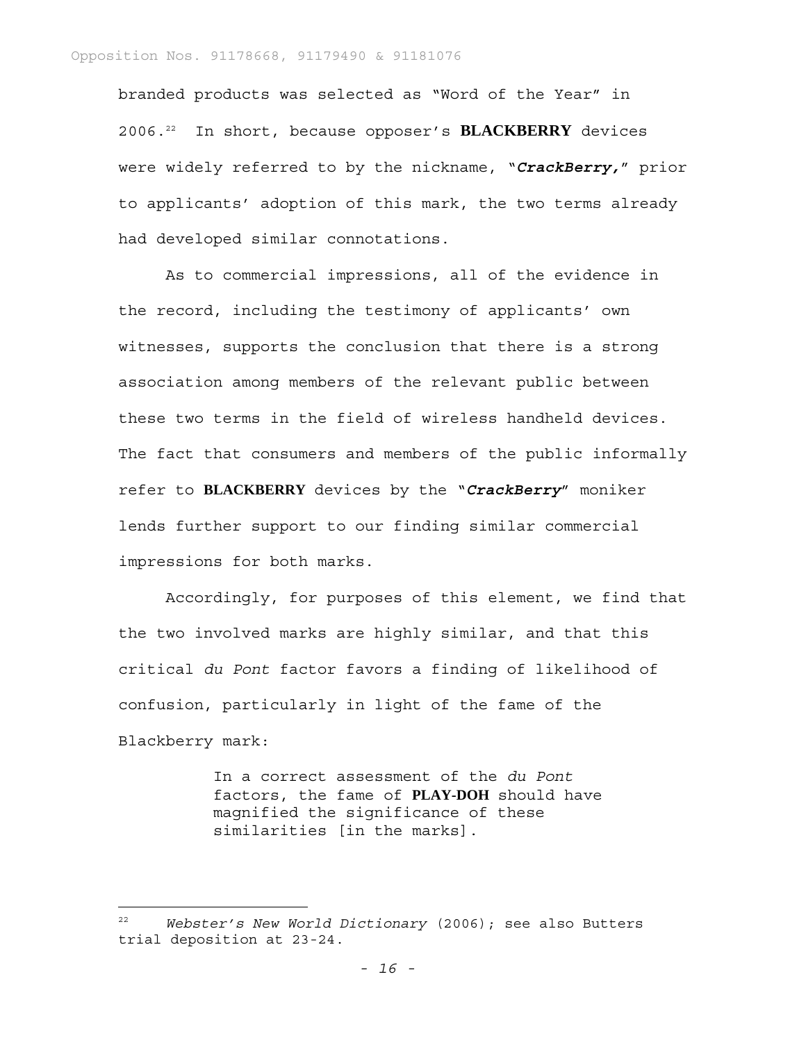branded products was selected as "Word of the Year" in 2006.[22] In short, because opposer's **BLACKBERRY** devices were widely referred to by the nickname, "***CrackBerry,***" prior to applicants' adoption of this mark, the two terms already had developed similar connotations.

As to commercial impressions, all of the evidence in the record, including the testimony of applicants' own witnesses, supports the conclusion that there is a strong association among members of the relevant public between these two terms in the field of wireless handheld devices. The fact that consumers and members of the public informally refer to **BLACKBERRY** devices by the "***CrackBerry***" moniker lends further support to our finding similar commercial impressions for both marks.

Accordingly, for purposes of this element, we find that the two involved marks are highly similar, and that this critical *du Pont* factor favors a finding of likelihood of confusion, particularly in light of the fame of the Blackberry mark:

> In a correct assessment of the *du Pont* factors, the fame of **PLAY-DOH** should have magnified the significance of these similarities [in the marks].

---

[22] *Webster's New World Dictionary* (2006); see also Butters trial deposition at 23-24.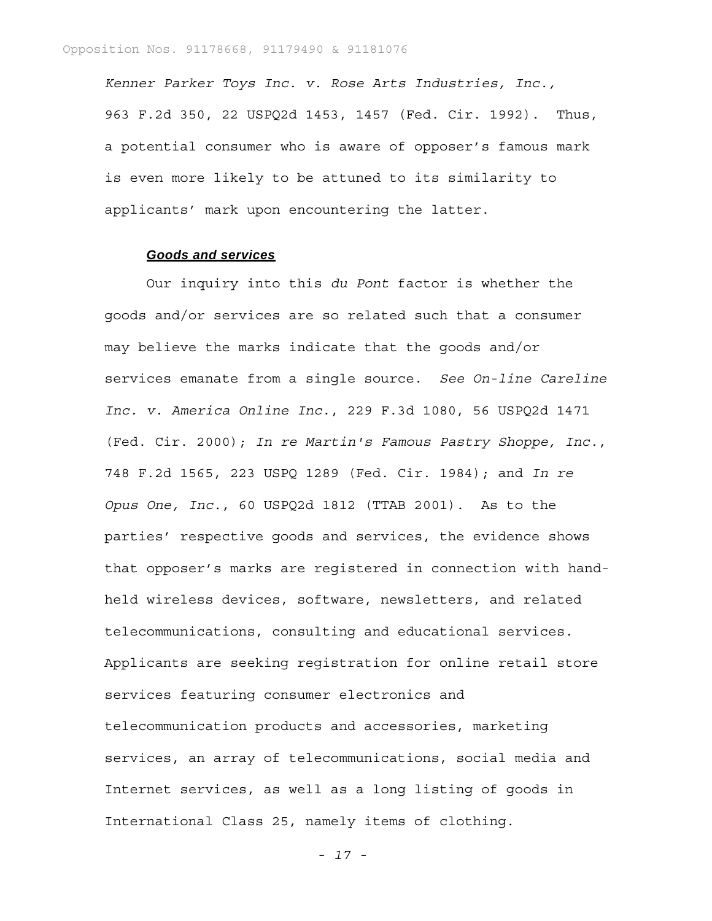*Kenner Parker Toys Inc. v. Rose Arts Industries, Inc.*, 963 F.2d 350, 22 USPQ2d 1453, 1457 (Fed. Cir. 1992). Thus, a potential consumer who is aware of opposer's famous mark is even more likely to be attuned to its similarity to applicants' mark upon encountering the latter.

***Goods and services***

Our inquiry into this *du Pont* factor is whether the goods and/or services are so related such that a consumer may believe the marks indicate that the goods and/or services emanate from a single source. *See On-line Careline Inc. v. America Online Inc.*, 229 F.3d 1080, 56 USPQ2d 1471 (Fed. Cir. 2000); *In re Martin's Famous Pastry Shoppe, Inc.*, 748 F.2d 1565, 223 USPQ 1289 (Fed. Cir. 1984); and *In re Opus One, Inc.*, 60 USPQ2d 1812 (TTAB 2001). As to the parties' respective goods and services, the evidence shows that opposer's marks are registered in connection with hand-held wireless devices, software, newsletters, and related telecommunications, consulting and educational services. Applicants are seeking registration for online retail store services featuring consumer electronics and telecommunication products and accessories, marketing services, an array of telecommunications, social media and Internet services, as well as a long listing of goods in International Class 25, namely items of clothing.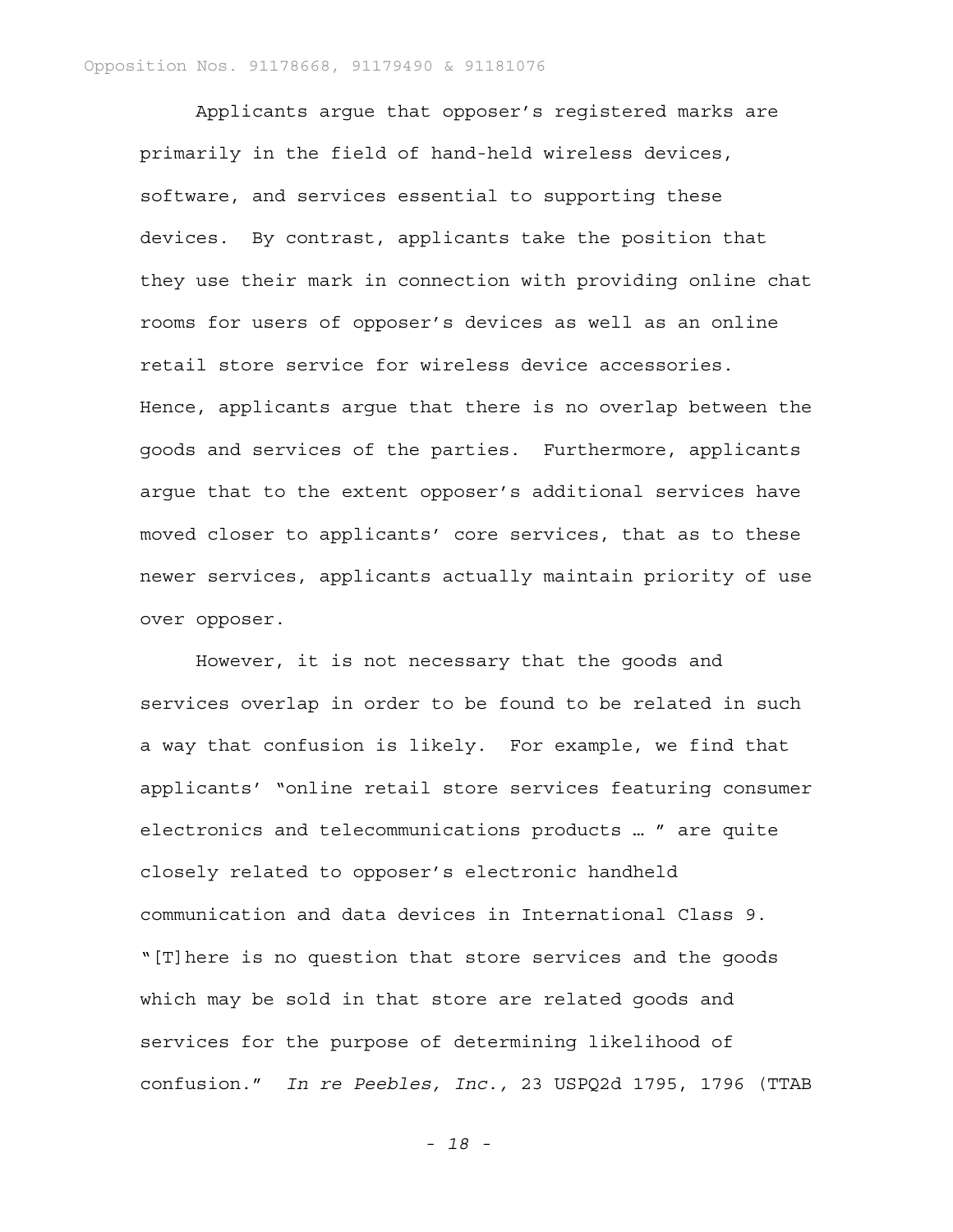Applicants argue that opposer's registered marks are primarily in the field of hand-held wireless devices, software, and services essential to supporting these devices. By contrast, applicants take the position that they use their mark in connection with providing online chat rooms for users of opposer's devices as well as an online retail store service for wireless device accessories. Hence, applicants argue that there is no overlap between the goods and services of the parties. Furthermore, applicants argue that to the extent opposer's additional services have moved closer to applicants' core services, that as to these newer services, applicants actually maintain priority of use over opposer.

However, it is not necessary that the goods and services overlap in order to be found to be related in such a way that confusion is likely. For example, we find that applicants' "online retail store services featuring consumer electronics and telecommunications products … " are quite closely related to opposer's electronic handheld communication and data devices in International Class 9. "[T]here is no question that store services and the goods which may be sold in that store are related goods and services for the purpose of determining likelihood of confusion." *In re Peebles, Inc.,* 23 USPQ2d 1795, 1796 (TTAB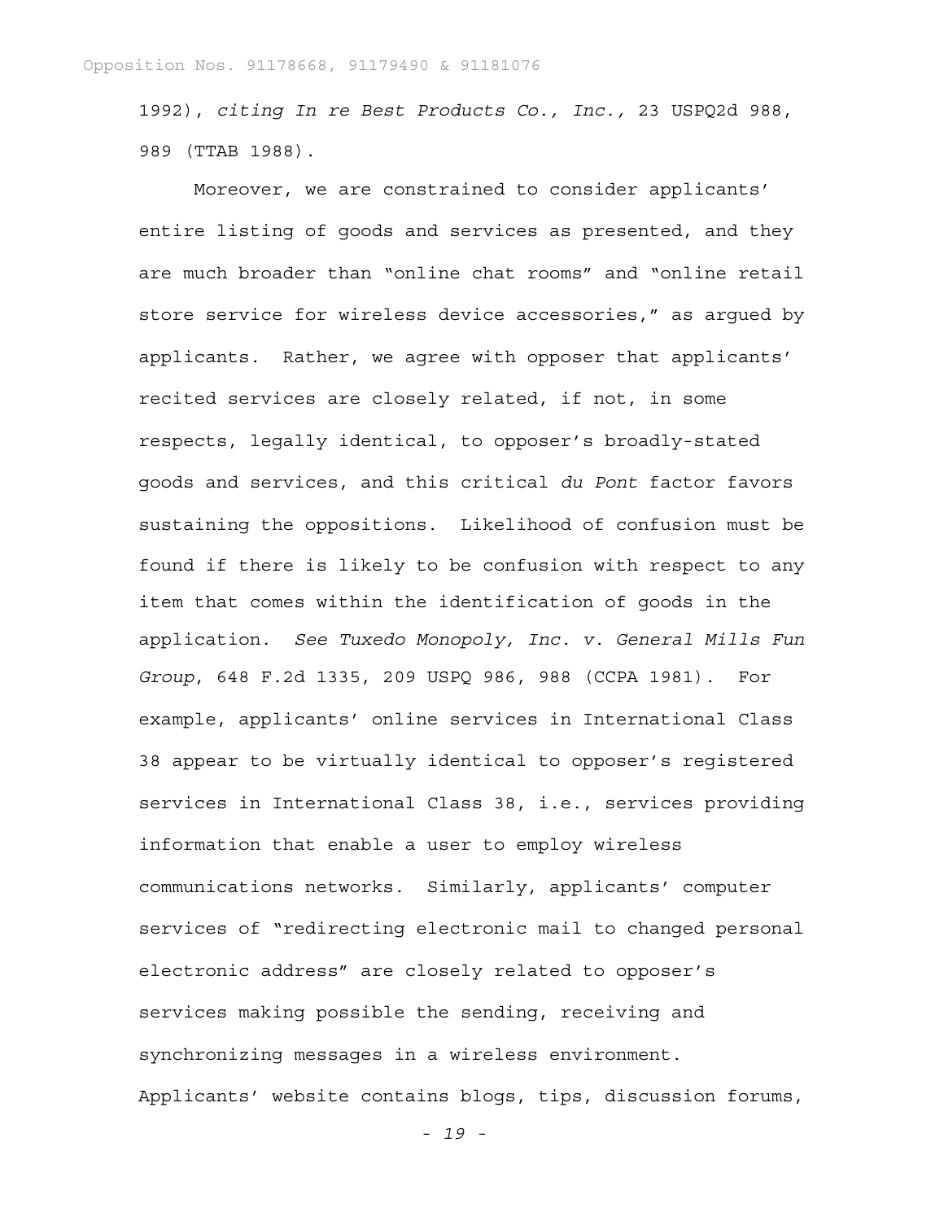1992), *citing In re Best Products Co., Inc.,* 23 USPQ2d 988, 989 (TTAB 1988).

Moreover, we are constrained to consider applicants' entire listing of goods and services as presented, and they are much broader than "online chat rooms" and "online retail store service for wireless device accessories," as argued by applicants. Rather, we agree with opposer that applicants' recited services are closely related, if not, in some respects, legally identical, to opposer's broadly-stated goods and services, and this critical *du Pont* factor favors sustaining the oppositions. Likelihood of confusion must be found if there is likely to be confusion with respect to any item that comes within the identification of goods in the application. *See Tuxedo Monopoly, Inc. v. General Mills Fun Group*, 648 F.2d 1335, 209 USPQ 986, 988 (CCPA 1981). For example, applicants' online services in International Class 38 appear to be virtually identical to opposer's registered services in International Class 38, i.e., services providing information that enable a user to employ wireless communications networks. Similarly, applicants' computer services of "redirecting electronic mail to changed personal electronic address" are closely related to opposer's services making possible the sending, receiving and synchronizing messages in a wireless environment. Applicants' website contains blogs, tips, discussion forums,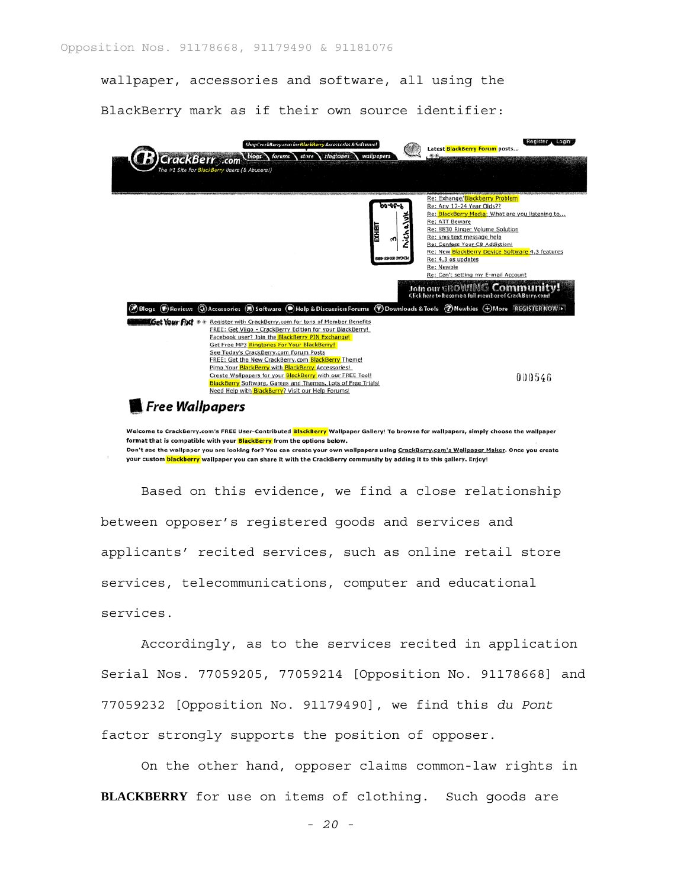wallpaper, accessories and software, all using the BlackBerry mark as if their own source identifier:

ShopCrackBerry.com for BlackBerry Accessories & Software!

CrackBerry.com — The #1 Site For BlackBerry Users (& Abusers!)

blogs | forums | store | ringtones | wallpapers

Latest BlackBerry Forum posts...

Register | Login

Re: Exhange/Blackberry Problem
Re: Any 17-24 Year Olds??
Re: BlackBerry Media: What are you listening to...
Re: ATT Beware
Re: 8830 Ringer Volume Solution
Re: sms text message help
Re: Confess Your CB Addiction!
Re: New BlackBerry Device Software 4.3 features
Re: 4.3 os updates
Re: Newbie
Re: Can't setting my E-mail Account

Join our GROWING Community! Click here to become a full member of CrackBerry.com!

Blogs | Reviews | Accessories | Software | Help & Discussion Forums | Downloads & Tools | Newbies | More | REGISTER NOW

Get Your Fix!
Register with CrackBerry.com for tons of Member Benefits
FREE: Get Viigo - CrackBerry Edition for your BlackBerry!
Facebook user? Join the BlackBerry PIN Exchange!
Get Free MP3 Ringtones For Your BlackBerry!
See Today's CrackBerry.com Forum Posts
FREE: Get the New CrackBerry.com BlackBerry Theme!
Pimp Your BlackBerry with BlackBerry Accessories!
Create Wallpapers for your BlackBerry with our FREE Tool!
BlackBerry Software, Games and Themes, Lots of Free Trials!
Need Help with BlackBerry? Visit our Help Forums!

000546

**Free Wallpapers**

Welcome to CrackBerry.com's FREE User-Contributed BlackBerry Wallpaper Gallery! To browse for wallpapers, simply choose the wallpaper format that is compatible with your BlackBerry from the options below.
Don't see the wallpaper you are looking for? You can create your own wallpapers using CrackBerry.com's Wallpaper Maker. Once you create your custom blackberry wallpaper you can share it with the CrackBerry community by adding it to this gallery. Enjoy!

Based on this evidence, we find a close relationship between opposer's registered goods and services and applicants' recited services, such as online retail store services, telecommunications, computer and educational services.

Accordingly, as to the services recited in application Serial Nos. 77059205, 77059214 [Opposition No. 91178668] and 77059232 [Opposition No. 91179490], we find this *du Pont* factor strongly supports the position of opposer.

On the other hand, opposer claims common-law rights in **BLACKBERRY** for use on items of clothing. Such goods are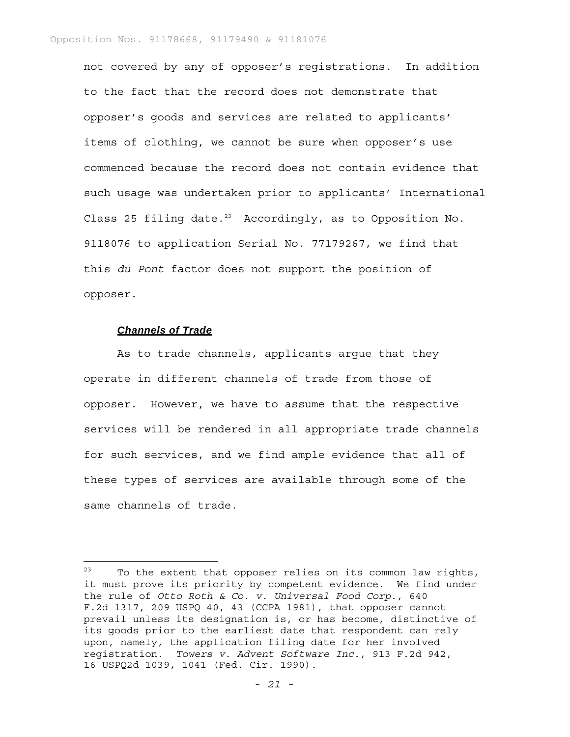not covered by any of opposer's registrations. In addition to the fact that the record does not demonstrate that opposer's goods and services are related to applicants' items of clothing, we cannot be sure when opposer's use commenced because the record does not contain evidence that such usage was undertaken prior to applicants' International Class 25 filing date.[23] Accordingly, as to Opposition No. 9118076 to application Serial No. 77179267, we find that this *du Pont* factor does not support the position of opposer.

***Channels of Trade***

As to trade channels, applicants argue that they operate in different channels of trade from those of opposer. However, we have to assume that the respective services will be rendered in all appropriate trade channels for such services, and we find ample evidence that all of these types of services are available through some of the same channels of trade.

---

[23] To the extent that opposer relies on its common law rights, it must prove its priority by competent evidence. We find under the rule of *Otto Roth & Co. v. Universal Food Corp.*, 640 F.2d 1317, 209 USPQ 40, 43 (CCPA 1981), that opposer cannot prevail unless its designation is, or has become, distinctive of its goods prior to the earliest date that respondent can rely upon, namely, the application filing date for her involved registration. *Towers v. Advent Software Inc.*, 913 F.2d 942, 16 USPQ2d 1039, 1041 (Fed. Cir. 1990).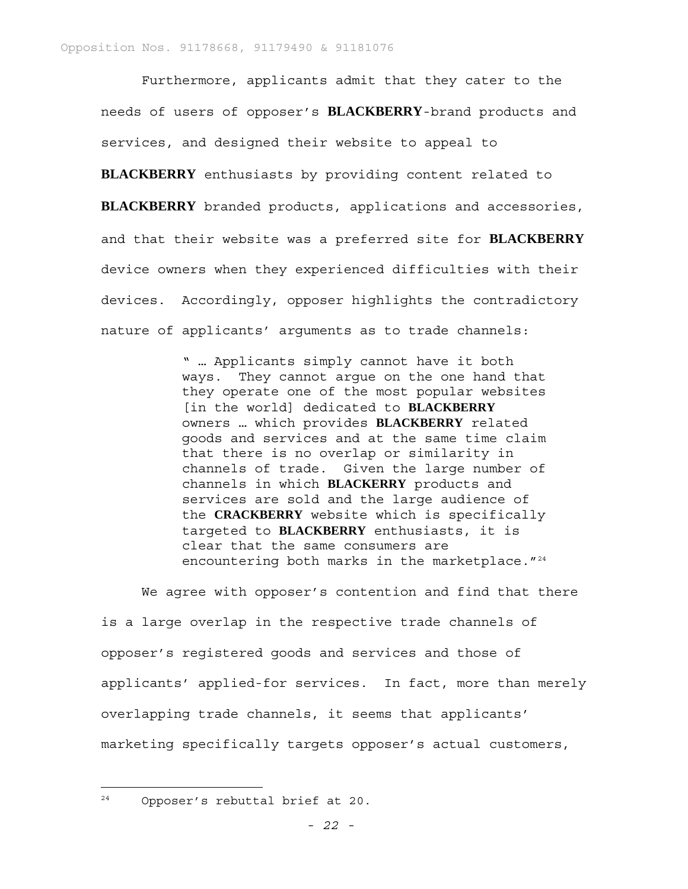Furthermore, applicants admit that they cater to the needs of users of opposer's **BLACKBERRY**-brand products and services, and designed their website to appeal to **BLACKBERRY** enthusiasts by providing content related to **BLACKBERRY** branded products, applications and accessories, and that their website was a preferred site for **BLACKBERRY** device owners when they experienced difficulties with their devices. Accordingly, opposer highlights the contradictory nature of applicants' arguments as to trade channels:

> " … Applicants simply cannot have it both ways. They cannot argue on the one hand that they operate one of the most popular websites [in the world] dedicated to **BLACKBERRY** owners … which provides **BLACKBERRY** related goods and services and at the same time claim that there is no overlap or similarity in channels of trade. Given the large number of channels in which **BLACKERRY** products and services are sold and the large audience of the **CRACKBERRY** website which is specifically targeted to **BLACKBERRY** enthusiasts, it is clear that the same consumers are encountering both marks in the marketplace."[24]

We agree with opposer's contention and find that there is a large overlap in the respective trade channels of opposer's registered goods and services and those of applicants' applied-for services. In fact, more than merely overlapping trade channels, it seems that applicants' marketing specifically targets opposer's actual customers,

---

[24] Opposer's rebuttal brief at 20.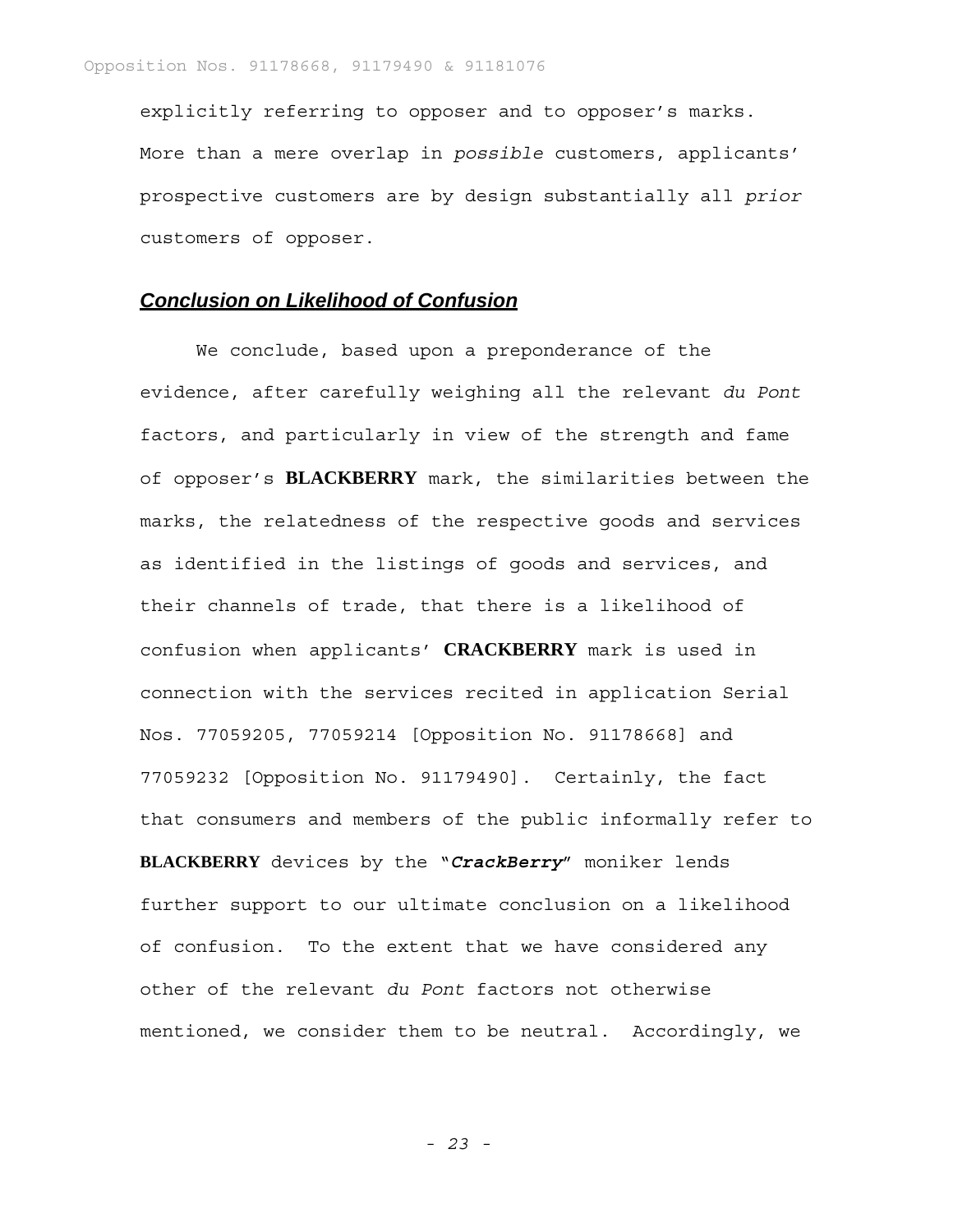explicitly referring to opposer and to opposer's marks. More than a mere overlap in *possible* customers, applicants' prospective customers are by design substantially all *prior* customers of opposer.

### ***Conclusion on Likelihood of Confusion***

We conclude, based upon a preponderance of the evidence, after carefully weighing all the relevant *du Pont* factors, and particularly in view of the strength and fame of opposer's **BLACKBERRY** mark, the similarities between the marks, the relatedness of the respective goods and services as identified in the listings of goods and services, and their channels of trade, that there is a likelihood of confusion when applicants' **CRACKBERRY** mark is used in connection with the services recited in application Serial Nos. 77059205, 77059214 [Opposition No. 91178668] and 77059232 [Opposition No. 91179490]. Certainly, the fact that consumers and members of the public informally refer to **BLACKBERRY** devices by the "***CrackBerry***" moniker lends further support to our ultimate conclusion on a likelihood of confusion. To the extent that we have considered any other of the relevant *du Pont* factors not otherwise mentioned, we consider them to be neutral. Accordingly, we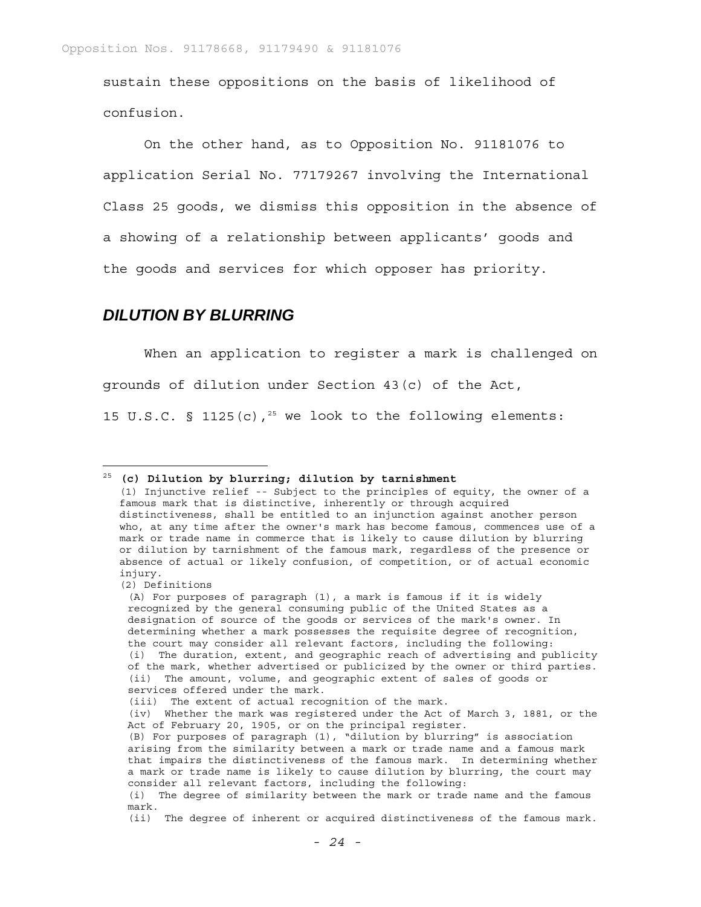sustain these oppositions on the basis of likelihood of confusion.

On the other hand, as to Opposition No. 91181076 to application Serial No. 77179267 involving the International Class 25 goods, we dismiss this opposition in the absence of a showing of a relationship between applicants' goods and the goods and services for which opposer has priority.

## *DILUTION BY BLURRING*

When an application to register a mark is challenged on grounds of dilution under Section 43(c) of the Act, 15 U.S.C. § 1125(c),[25] we look to the following elements:

---

[25] **(c) Dilution by blurring; dilution by tarnishment**

(1) Injunctive relief -- Subject to the principles of equity, the owner of a famous mark that is distinctive, inherently or through acquired distinctiveness, shall be entitled to an injunction against another person who, at any time after the owner's mark has become famous, commences use of a mark or trade name in commerce that is likely to cause dilution by blurring or dilution by tarnishment of the famous mark, regardless of the presence or absence of actual or likely confusion, of competition, or of actual economic injury.

(2) Definitions

(A) For purposes of paragraph (1), a mark is famous if it is widely recognized by the general consuming public of the United States as a designation of source of the goods or services of the mark's owner. In determining whether a mark possesses the requisite degree of recognition, the court may consider all relevant factors, including the following:

(i) The duration, extent, and geographic reach of advertising and publicity of the mark, whether advertised or publicized by the owner or third parties.

(ii) The amount, volume, and geographic extent of sales of goods or services offered under the mark.

(iii) The extent of actual recognition of the mark.

(iv) Whether the mark was registered under the Act of March 3, 1881, or the Act of February 20, 1905, or on the principal register.

(B) For purposes of paragraph (1), "dilution by blurring" is association arising from the similarity between a mark or trade name and a famous mark that impairs the distinctiveness of the famous mark. In determining whether a mark or trade name is likely to cause dilution by blurring, the court may consider all relevant factors, including the following:

(i) The degree of similarity between the mark or trade name and the famous mark.

(ii) The degree of inherent or acquired distinctiveness of the famous mark.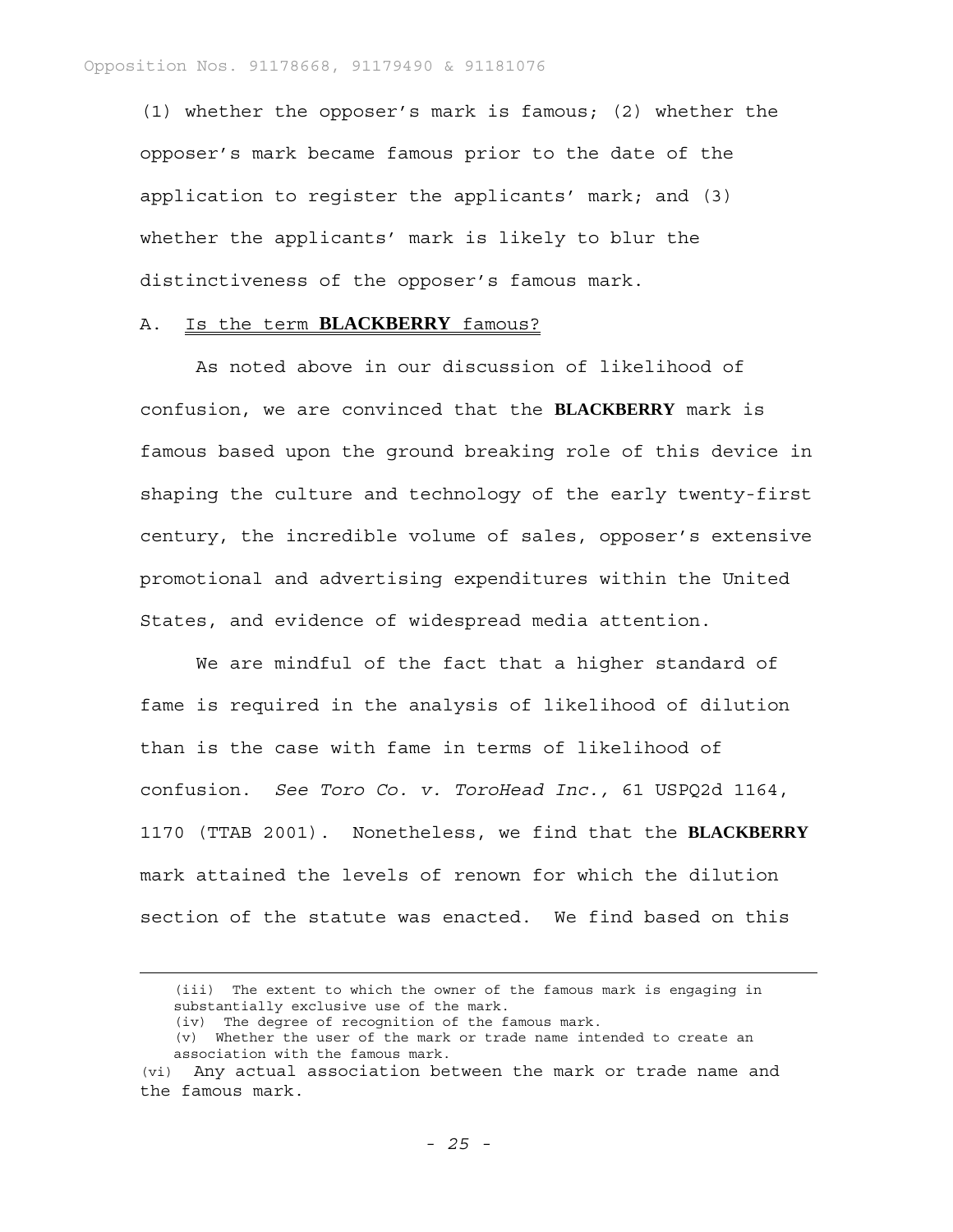(1) whether the opposer's mark is famous; (2) whether the opposer's mark became famous prior to the date of the application to register the applicants' mark; and (3) whether the applicants' mark is likely to blur the distinctiveness of the opposer's famous mark.

A. Is the term **BLACKBERRY** famous?

As noted above in our discussion of likelihood of confusion, we are convinced that the **BLACKBERRY** mark is famous based upon the ground breaking role of this device in shaping the culture and technology of the early twenty-first century, the incredible volume of sales, opposer's extensive promotional and advertising expenditures within the United States, and evidence of widespread media attention.

We are mindful of the fact that a higher standard of fame is required in the analysis of likelihood of dilution than is the case with fame in terms of likelihood of confusion. *See Toro Co. v. ToroHead Inc.*, 61 USPQ2d 1164, 1170 (TTAB 2001). Nonetheless, we find that the **BLACKBERRY** mark attained the levels of renown for which the dilution section of the statute was enacted. We find based on this

---

(iii) The extent to which the owner of the famous mark is engaging in substantially exclusive use of the mark.
(iv) The degree of recognition of the famous mark.
(v) Whether the user of the mark or trade name intended to create an association with the famous mark.
(vi) Any actual association between the mark or trade name and the famous mark.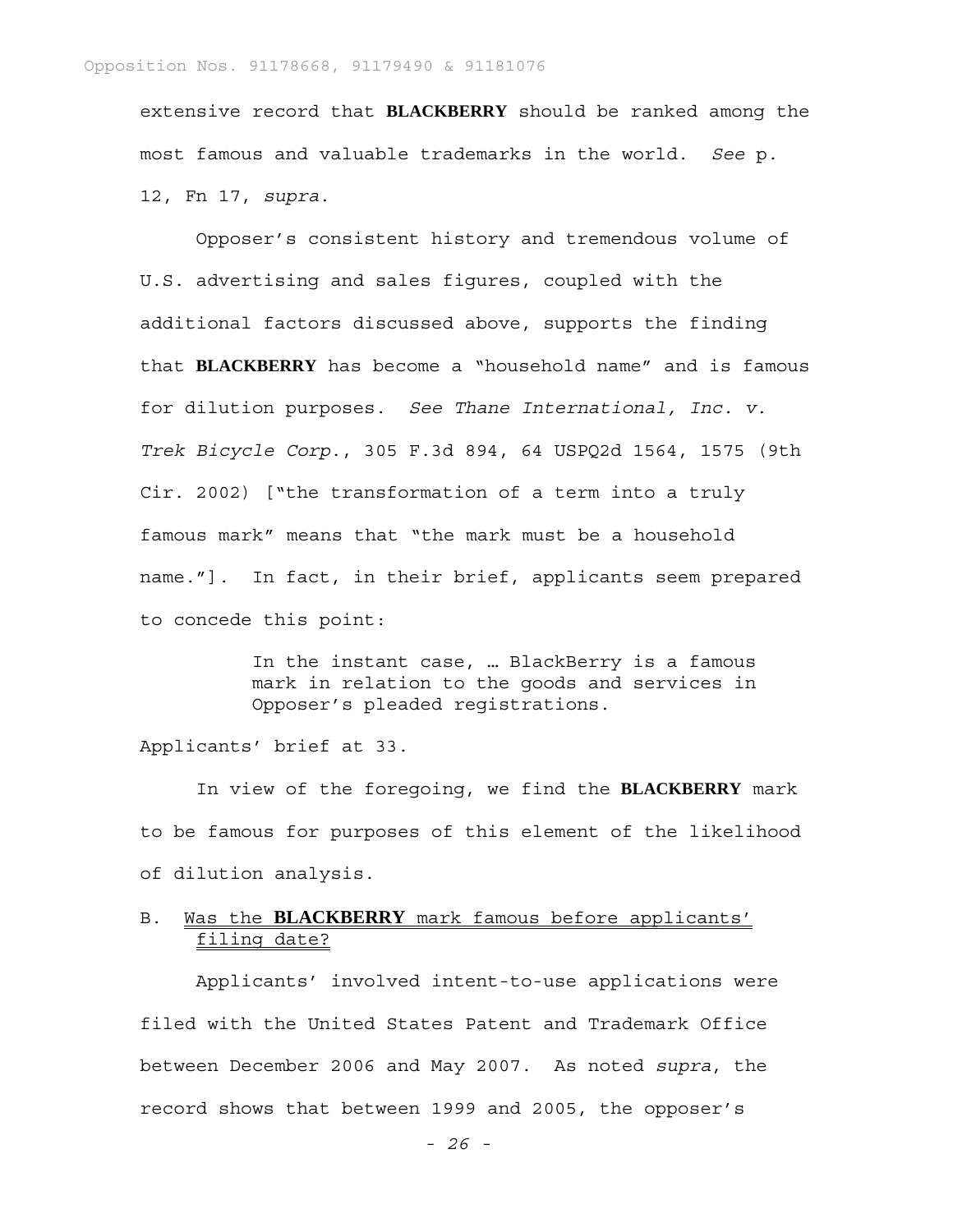extensive record that **BLACKBERRY** should be ranked among the most famous and valuable trademarks in the world. *See* p. 12, Fn 17, *supra*.

Opposer's consistent history and tremendous volume of U.S. advertising and sales figures, coupled with the additional factors discussed above, supports the finding that **BLACKBERRY** has become a "household name" and is famous for dilution purposes. *See Thane International, Inc. v. Trek Bicycle Corp.*, 305 F.3d 894, 64 USPQ2d 1564, 1575 (9th Cir. 2002) ["the transformation of a term into a truly famous mark" means that "the mark must be a household name."]. In fact, in their brief, applicants seem prepared to concede this point:

> In the instant case, … BlackBerry is a famous mark in relation to the goods and services in Opposer's pleaded registrations.

Applicants' brief at 33.

In view of the foregoing, we find the **BLACKBERRY** mark to be famous for purposes of this element of the likelihood of dilution analysis.

## B. Was the **BLACKBERRY** mark famous before applicants' filing date?

Applicants' involved intent-to-use applications were filed with the United States Patent and Trademark Office between December 2006 and May 2007. As noted *supra*, the record shows that between 1999 and 2005, the opposer's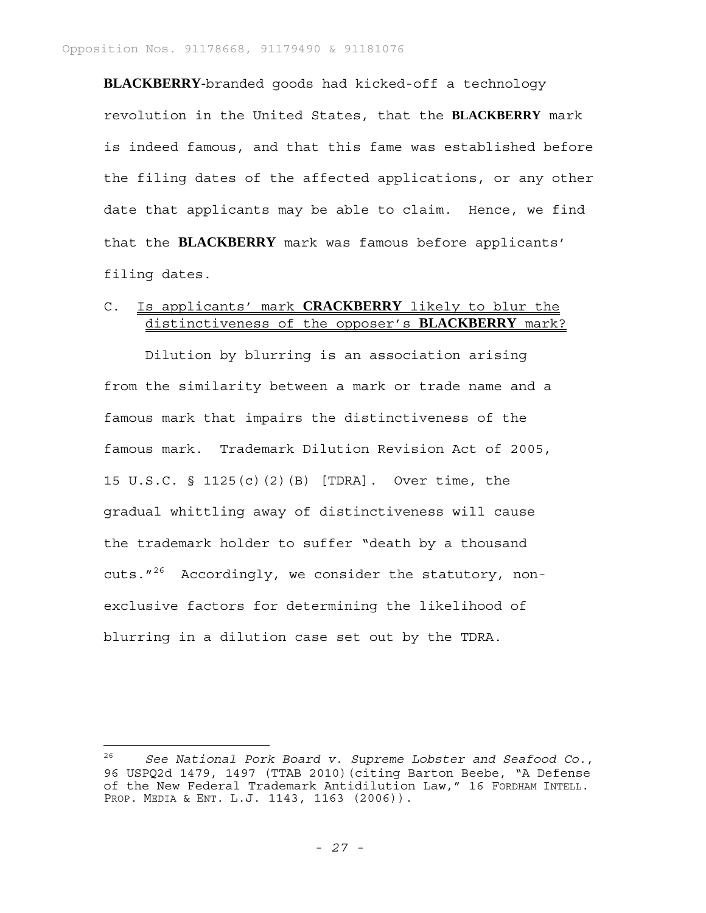**BLACKBERRY**-branded goods had kicked-off a technology revolution in the United States, that the **BLACKBERRY** mark is indeed famous, and that this fame was established before the filing dates of the affected applications, or any other date that applicants may be able to claim. Hence, we find that the **BLACKBERRY** mark was famous before applicants' filing dates.

C. Is applicants' mark **CRACKBERRY** likely to blur the distinctiveness of the opposer's **BLACKBERRY** mark?

Dilution by blurring is an association arising from the similarity between a mark or trade name and a famous mark that impairs the distinctiveness of the famous mark. Trademark Dilution Revision Act of 2005, 15 U.S.C. § 1125(c)(2)(B) [TDRA]. Over time, the gradual whittling away of distinctiveness will cause the trademark holder to suffer "death by a thousand cuts."[26] Accordingly, we consider the statutory, non-exclusive factors for determining the likelihood of blurring in a dilution case set out by the TDRA.

---

[26] *See National Pork Board v. Supreme Lobster and Seafood Co.*, 96 USPQ2d 1479, 1497 (TTAB 2010)(citing Barton Beebe, "A Defense of the New Federal Trademark Antidilution Law," 16 FORDHAM INTELL. PROP. MEDIA & ENT. L.J. 1143, 1163 (2006)).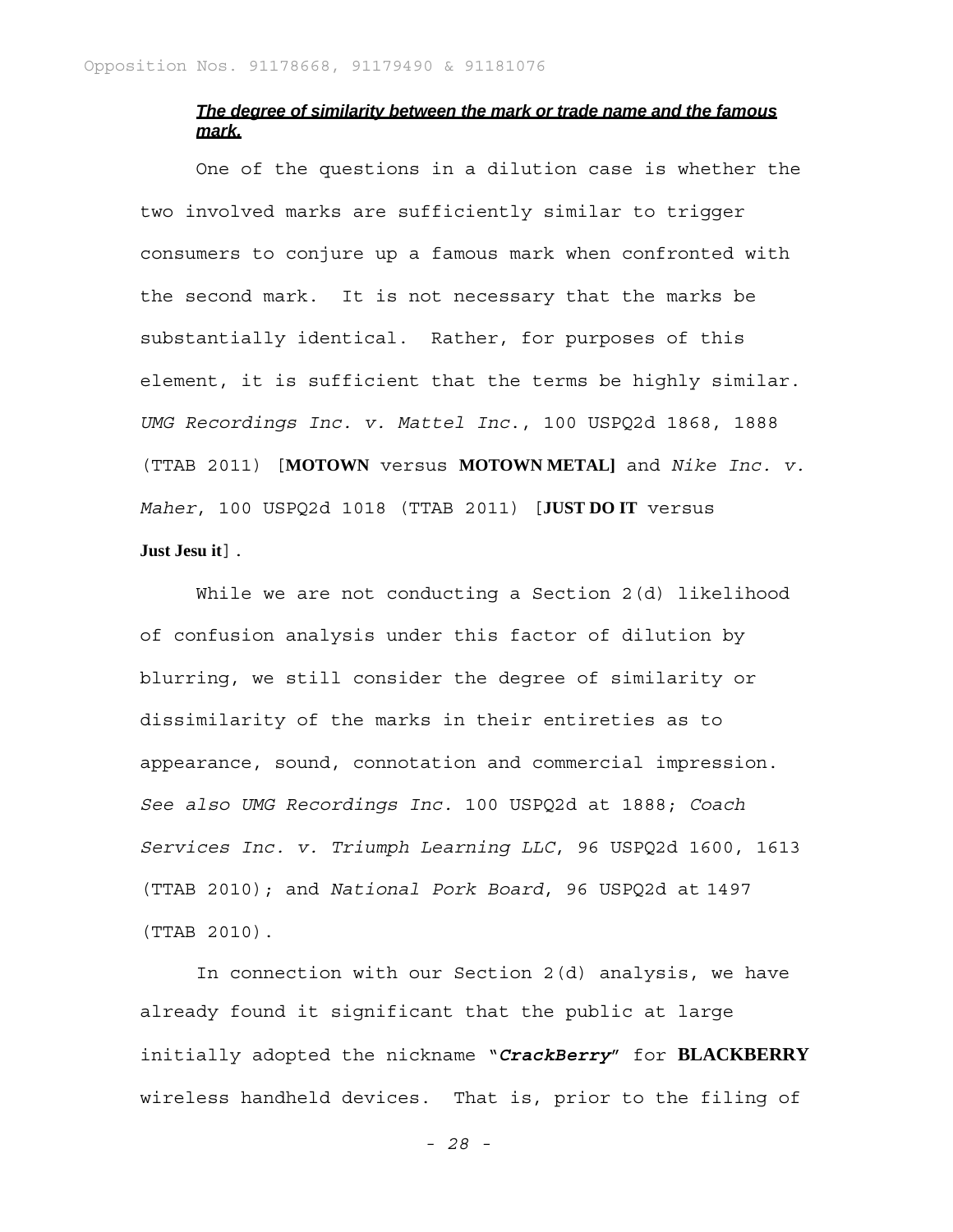***The degree of similarity between the mark or trade name and the famous mark.***

One of the questions in a dilution case is whether the two involved marks are sufficiently similar to trigger consumers to conjure up a famous mark when confronted with the second mark. It is not necessary that the marks be substantially identical. Rather, for purposes of this element, it is sufficient that the terms be highly similar. *UMG Recordings Inc. v. Mattel Inc.*, 100 USPQ2d 1868, 1888 (TTAB 2011) [**MOTOWN** versus **MOTOWN METAL]** and *Nike Inc. v. Maher*, 100 USPQ2d 1018 (TTAB 2011) [**JUST DO IT** versus **Just Jesu it**].

While we are not conducting a Section 2(d) likelihood of confusion analysis under this factor of dilution by blurring, we still consider the degree of similarity or dissimilarity of the marks in their entireties as to appearance, sound, connotation and commercial impression. *See also UMG Recordings Inc.* 100 USPQ2d at 1888; *Coach Services Inc. v. Triumph Learning LLC*, 96 USPQ2d 1600, 1613 (TTAB 2010); and *National Pork Board*, 96 USPQ2d at 1497 (TTAB 2010).

In connection with our Section 2(d) analysis, we have already found it significant that the public at large initially adopted the nickname "***CrackBerry***" for **BLACKBERRY** wireless handheld devices. That is, prior to the filing of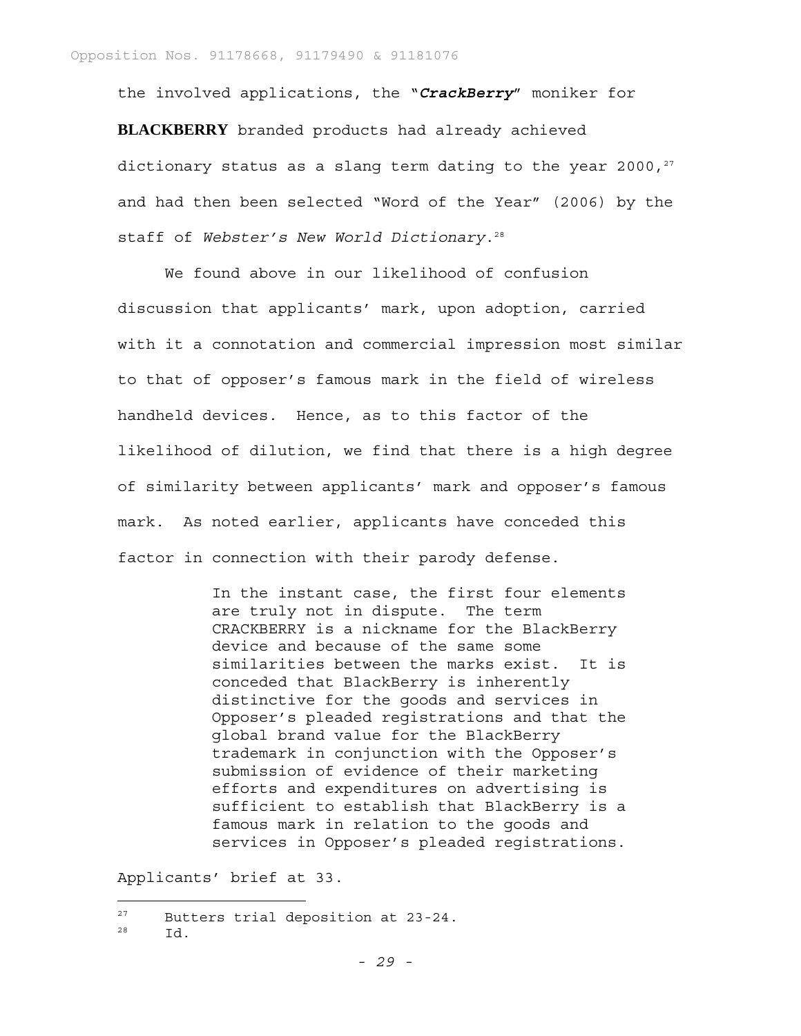the involved applications, the "***CrackBerry***" moniker for **BLACKBERRY** branded products had already achieved dictionary status as a slang term dating to the year 2000,[27] and had then been selected "Word of the Year" (2006) by the staff of *Webster's New World Dictionary*.[28]

We found above in our likelihood of confusion discussion that applicants' mark, upon adoption, carried with it a connotation and commercial impression most similar to that of opposer's famous mark in the field of wireless handheld devices. Hence, as to this factor of the likelihood of dilution, we find that there is a high degree of similarity between applicants' mark and opposer's famous mark. As noted earlier, applicants have conceded this factor in connection with their parody defense.

> In the instant case, the first four elements are truly not in dispute. The term CRACKBERRY is a nickname for the BlackBerry device and because of the same some similarities between the marks exist. It is conceded that BlackBerry is inherently distinctive for the goods and services in Opposer's pleaded registrations and that the global brand value for the BlackBerry trademark in conjunction with the Opposer's submission of evidence of their marketing efforts and expenditures on advertising is sufficient to establish that BlackBerry is a famous mark in relation to the goods and services in Opposer's pleaded registrations.

Applicants' brief at 33.

---

[27] Butters trial deposition at 23-24.

[28] Id.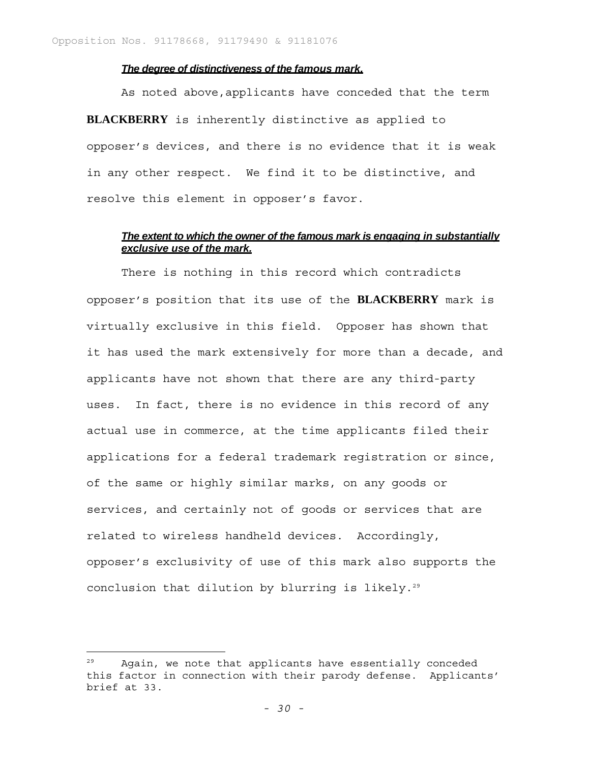***The degree of distinctiveness of the famous mark.***

As noted above,applicants have conceded that the term **BLACKBERRY** is inherently distinctive as applied to opposer's devices, and there is no evidence that it is weak in any other respect. We find it to be distinctive, and resolve this element in opposer's favor.

***The extent to which the owner of the famous mark is engaging in substantially exclusive use of the mark.***

There is nothing in this record which contradicts opposer's position that its use of the **BLACKBERRY** mark is virtually exclusive in this field. Opposer has shown that it has used the mark extensively for more than a decade, and applicants have not shown that there are any third-party uses. In fact, there is no evidence in this record of any actual use in commerce, at the time applicants filed their applications for a federal trademark registration or since, of the same or highly similar marks, on any goods or services, and certainly not of goods or services that are related to wireless handheld devices. Accordingly, opposer's exclusivity of use of this mark also supports the conclusion that dilution by blurring is likely.[29]

---

[29] Again, we note that applicants have essentially conceded this factor in connection with their parody defense. Applicants' brief at 33.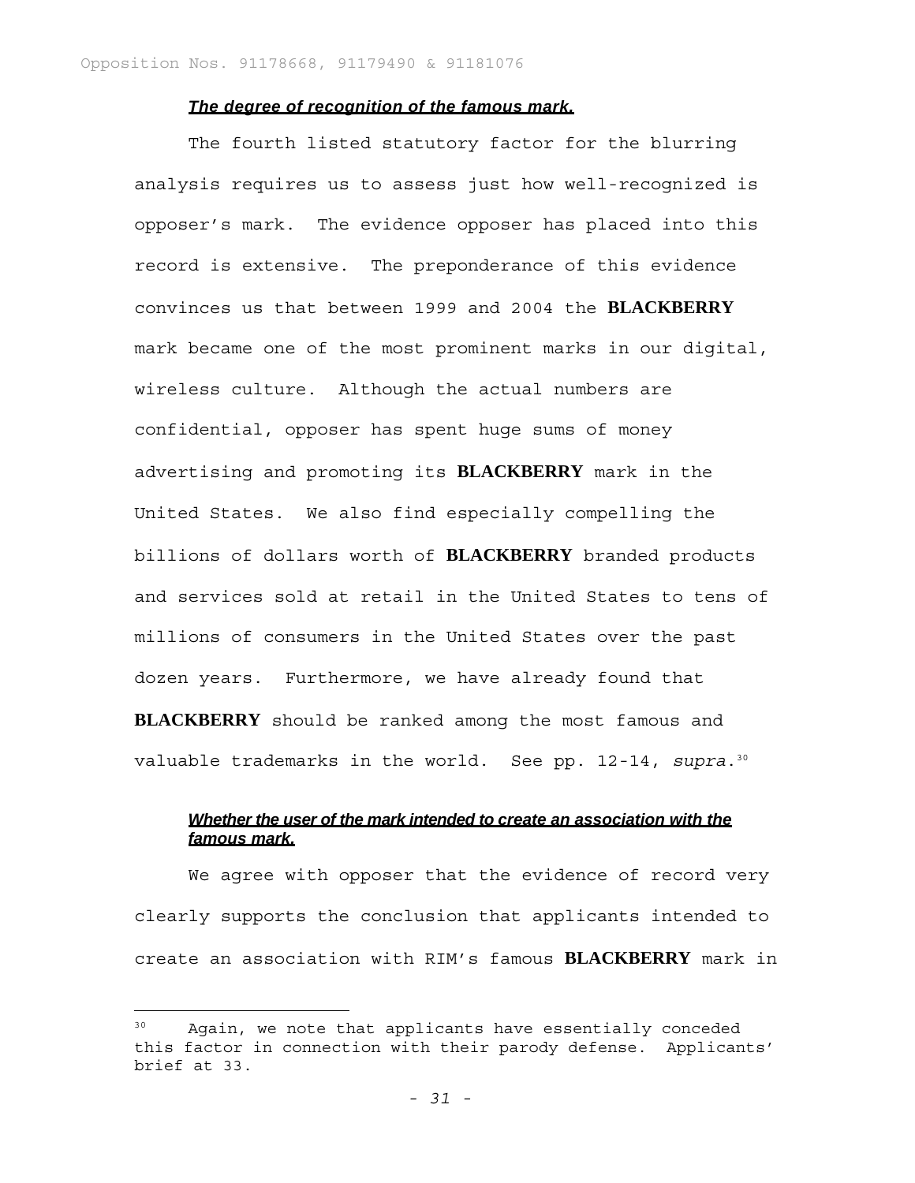***The degree of recognition of the famous mark.***

The fourth listed statutory factor for the blurring analysis requires us to assess just how well-recognized is opposer's mark. The evidence opposer has placed into this record is extensive. The preponderance of this evidence convinces us that between 1999 and 2004 the **BLACKBERRY** mark became one of the most prominent marks in our digital, wireless culture. Although the actual numbers are confidential, opposer has spent huge sums of money advertising and promoting its **BLACKBERRY** mark in the United States. We also find especially compelling the billions of dollars worth of **BLACKBERRY** branded products and services sold at retail in the United States to tens of millions of consumers in the United States over the past dozen years. Furthermore, we have already found that **BLACKBERRY** should be ranked among the most famous and valuable trademarks in the world. See pp. 12-14, *supra*.[30]

***Whether the user of the mark intended to create an association with the famous mark.***

We agree with opposer that the evidence of record very clearly supports the conclusion that applicants intended to create an association with RIM's famous **BLACKBERRY** mark in

---

[30] Again, we note that applicants have essentially conceded this factor in connection with their parody defense. Applicants' brief at 33.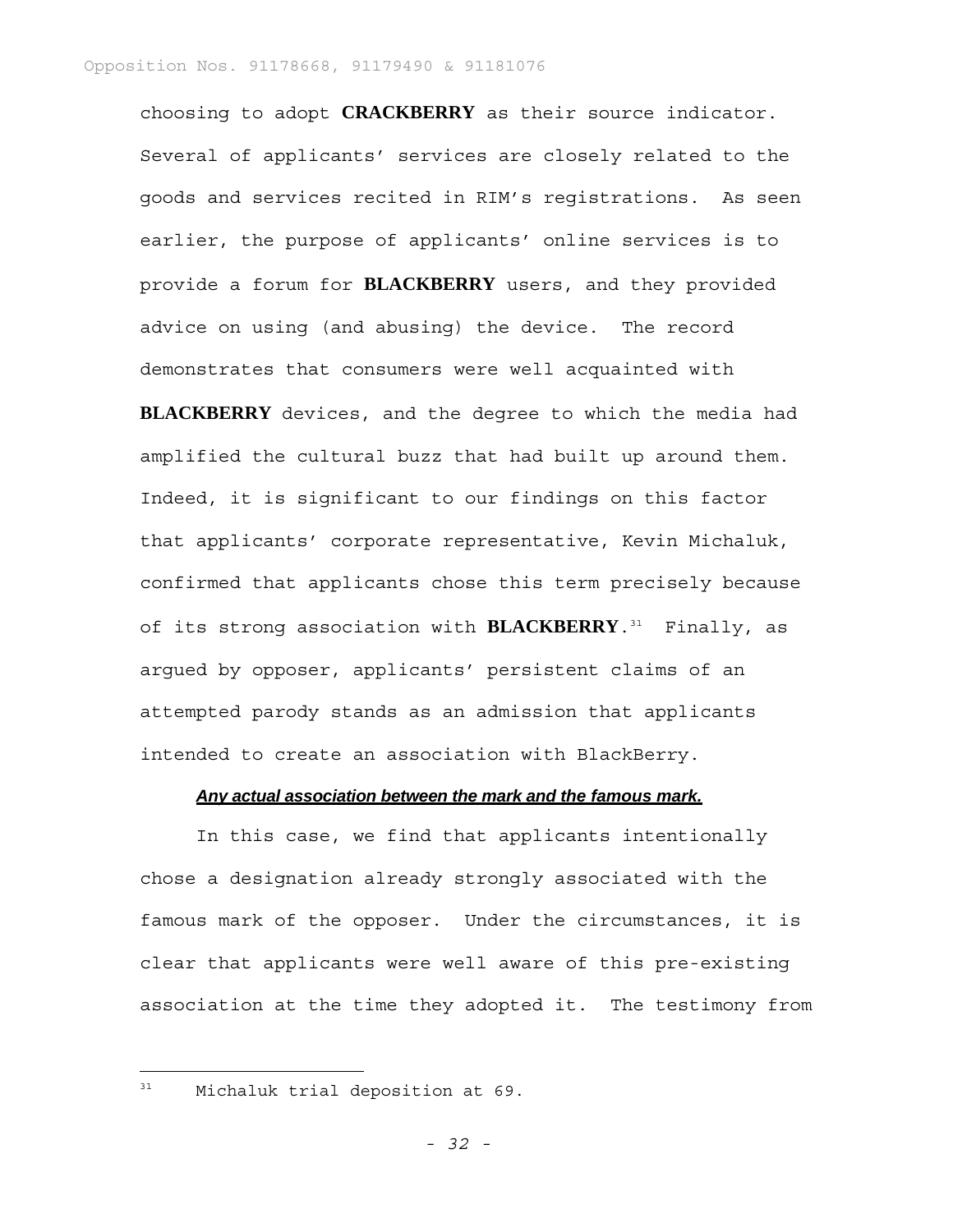choosing to adopt **CRACKBERRY** as their source indicator. Several of applicants' services are closely related to the goods and services recited in RIM's registrations. As seen earlier, the purpose of applicants' online services is to provide a forum for **BLACKBERRY** users, and they provided advice on using (and abusing) the device. The record demonstrates that consumers were well acquainted with **BLACKBERRY** devices, and the degree to which the media had amplified the cultural buzz that had built up around them. Indeed, it is significant to our findings on this factor that applicants' corporate representative, Kevin Michaluk, confirmed that applicants chose this term precisely because of its strong association with **BLACKBERRY**.[31] Finally, as argued by opposer, applicants' persistent claims of an attempted parody stands as an admission that applicants intended to create an association with BlackBerry.

***Any actual association between the mark and the famous mark.***

In this case, we find that applicants intentionally chose a designation already strongly associated with the famous mark of the opposer. Under the circumstances, it is clear that applicants were well aware of this pre-existing association at the time they adopted it. The testimony from

[31] Michaluk trial deposition at 69.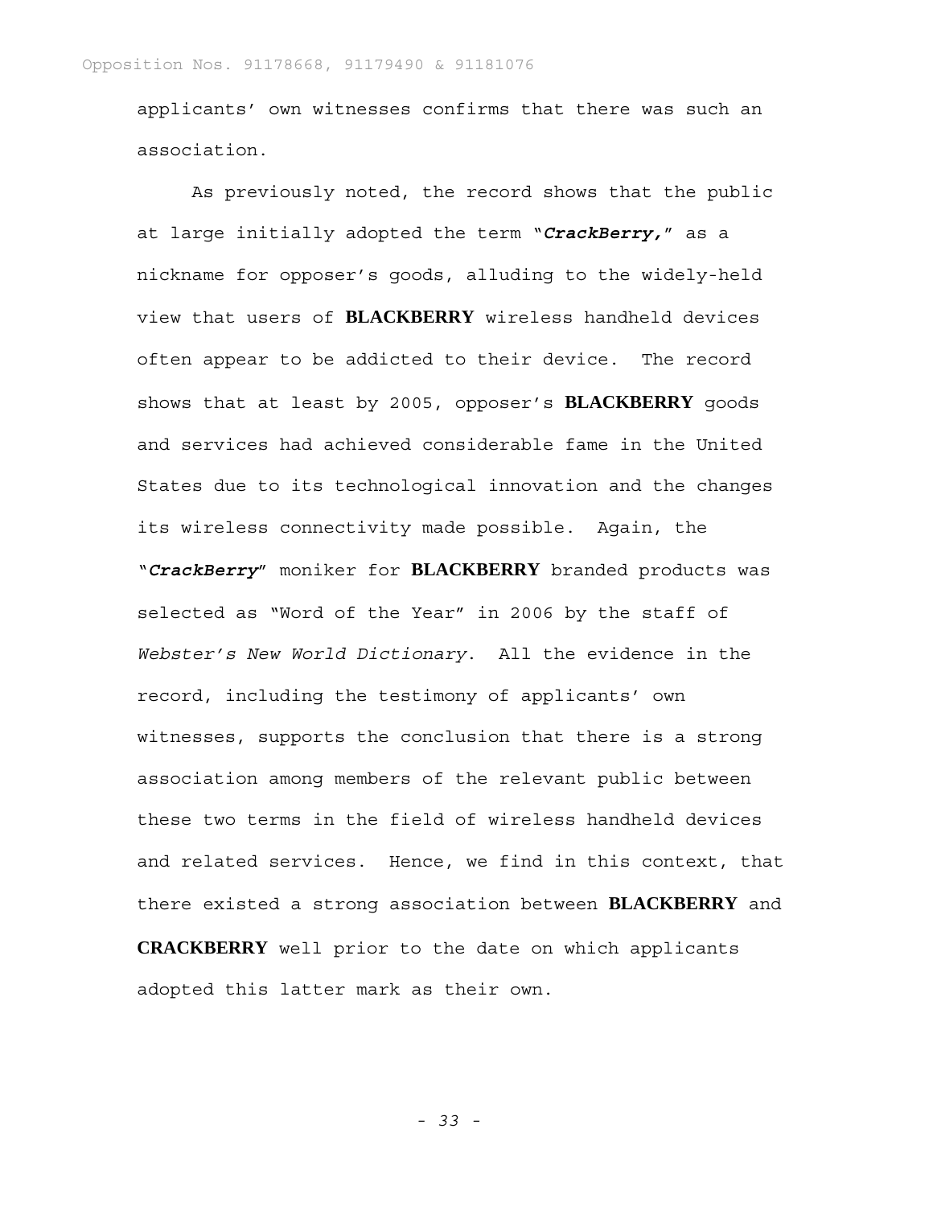applicants' own witnesses confirms that there was such an association.

As previously noted, the record shows that the public at large initially adopted the term "***CrackBerry,***" as a nickname for opposer's goods, alluding to the widely-held view that users of **BLACKBERRY** wireless handheld devices often appear to be addicted to their device. The record shows that at least by 2005, opposer's **BLACKBERRY** goods and services had achieved considerable fame in the United States due to its technological innovation and the changes its wireless connectivity made possible. Again, the "***CrackBerry***" moniker for **BLACKBERRY** branded products was selected as "Word of the Year" in 2006 by the staff of *Webster's New World Dictionary*. All the evidence in the record, including the testimony of applicants' own witnesses, supports the conclusion that there is a strong association among members of the relevant public between these two terms in the field of wireless handheld devices and related services. Hence, we find in this context, that there existed a strong association between **BLACKBERRY** and **CRACKBERRY** well prior to the date on which applicants adopted this latter mark as their own.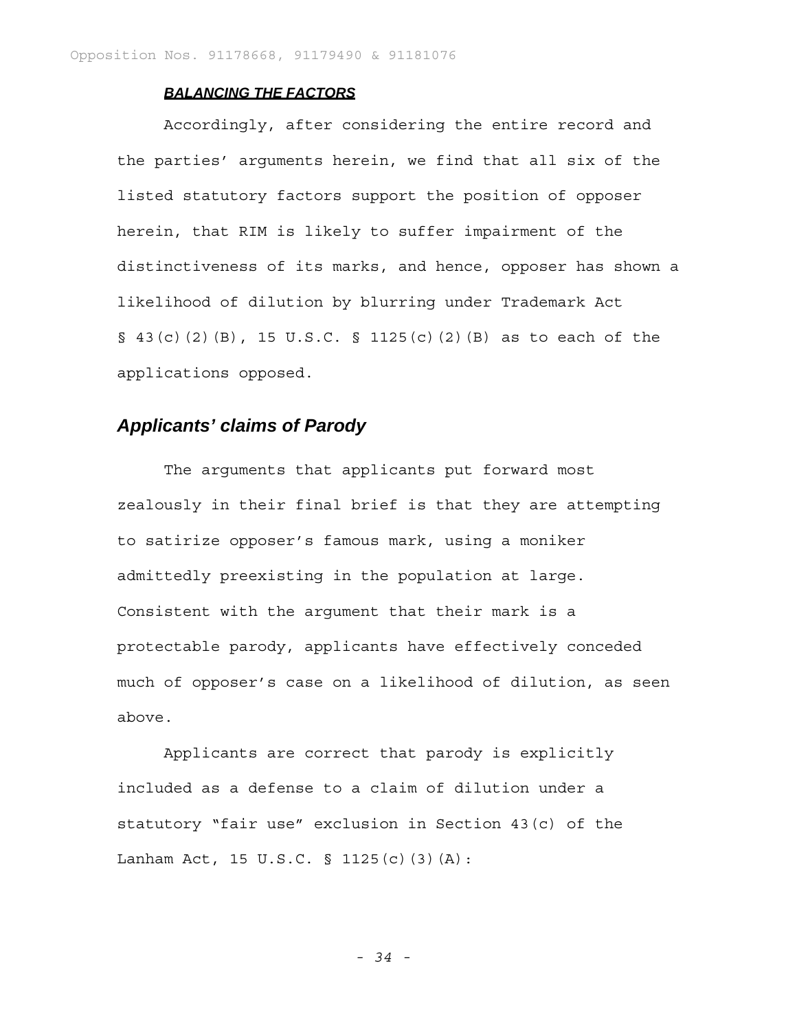***BALANCING THE FACTORS***

Accordingly, after considering the entire record and the parties' arguments herein, we find that all six of the listed statutory factors support the position of opposer herein, that RIM is likely to suffer impairment of the distinctiveness of its marks, and hence, opposer has shown a likelihood of dilution by blurring under Trademark Act § 43(c)(2)(B), 15 U.S.C. § 1125(c)(2)(B) as to each of the applications opposed.

## *Applicants' claims of Parody*

The arguments that applicants put forward most zealously in their final brief is that they are attempting to satirize opposer's famous mark, using a moniker admittedly preexisting in the population at large. Consistent with the argument that their mark is a protectable parody, applicants have effectively conceded much of opposer's case on a likelihood of dilution, as seen above.

Applicants are correct that parody is explicitly included as a defense to a claim of dilution under a statutory "fair use" exclusion in Section 43(c) of the Lanham Act, 15 U.S.C. § 1125(c)(3)(A):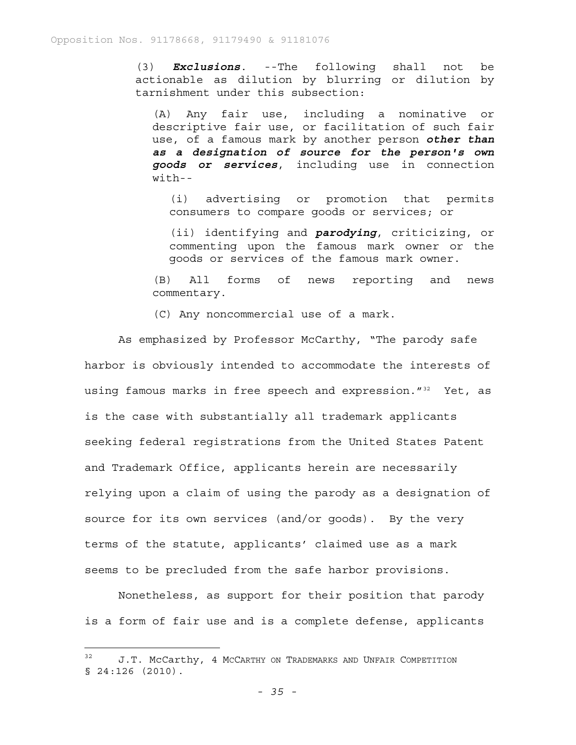(3) ***Exclusions***. --The following shall not be actionable as dilution by blurring or dilution by tarnishment under this subsection:

(A) Any fair use, including a nominative or descriptive fair use, or facilitation of such fair use, of a famous mark by another person ***other than as a designation of source for the person's own goods or services***, including use in connection with--

(i) advertising or promotion that permits consumers to compare goods or services; or

(ii) identifying and ***parodying***, criticizing, or commenting upon the famous mark owner or the goods or services of the famous mark owner.

(B) All forms of news reporting and news commentary.

(C) Any noncommercial use of a mark.

As emphasized by Professor McCarthy, "The parody safe harbor is obviously intended to accommodate the interests of using famous marks in free speech and expression."[32] Yet, as is the case with substantially all trademark applicants seeking federal registrations from the United States Patent and Trademark Office, applicants herein are necessarily relying upon a claim of using the parody as a designation of source for its own services (and/or goods). By the very terms of the statute, applicants' claimed use as a mark seems to be precluded from the safe harbor provisions.

Nonetheless, as support for their position that parody is a form of fair use and is a complete defense, applicants

[32] J.T. McCarthy, 4 MCCARTHY ON TRADEMARKS AND UNFAIR COMPETITION § 24:126 (2010).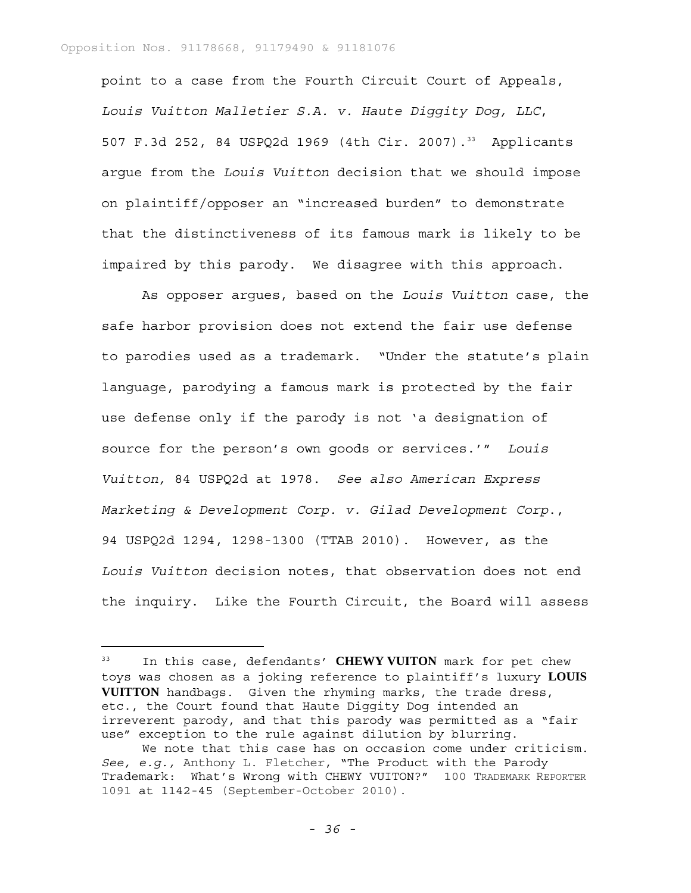point to a case from the Fourth Circuit Court of Appeals, *Louis Vuitton Malletier S.A. v. Haute Diggity Dog, LLC*, 507 F.3d 252, 84 USPQ2d 1969 (4th Cir. 2007).[33] Applicants argue from the *Louis Vuitton* decision that we should impose on plaintiff/opposer an "increased burden" to demonstrate that the distinctiveness of its famous mark is likely to be impaired by this parody. We disagree with this approach.

As opposer argues, based on the *Louis Vuitton* case, the safe harbor provision does not extend the fair use defense to parodies used as a trademark. "Under the statute's plain language, parodying a famous mark is protected by the fair use defense only if the parody is not 'a designation of source for the person's own goods or services.'" *Louis Vuitton,* 84 USPQ2d at 1978. *See also American Express Marketing & Development Corp. v. Gilad Development Corp.*, 94 USPQ2d 1294, 1298-1300 (TTAB 2010). However, as the *Louis Vuitton* decision notes, that observation does not end the inquiry. Like the Fourth Circuit, the Board will assess

---

[33] In this case, defendants' **CHEWY VUITON** mark for pet chew toys was chosen as a joking reference to plaintiff's luxury **LOUIS VUITTON** handbags. Given the rhyming marks, the trade dress, etc., the Court found that Haute Diggity Dog intended an irreverent parody, and that this parody was permitted as a "fair use" exception to the rule against dilution by blurring.

We note that this case has on occasion come under criticism. *See, e.g.,* Anthony L. Fletcher, "The Product with the Parody Trademark: What's Wrong with CHEWY VUITON?" 100 TRADEMARK REPORTER 1091 at 1142-45 (September-October 2010).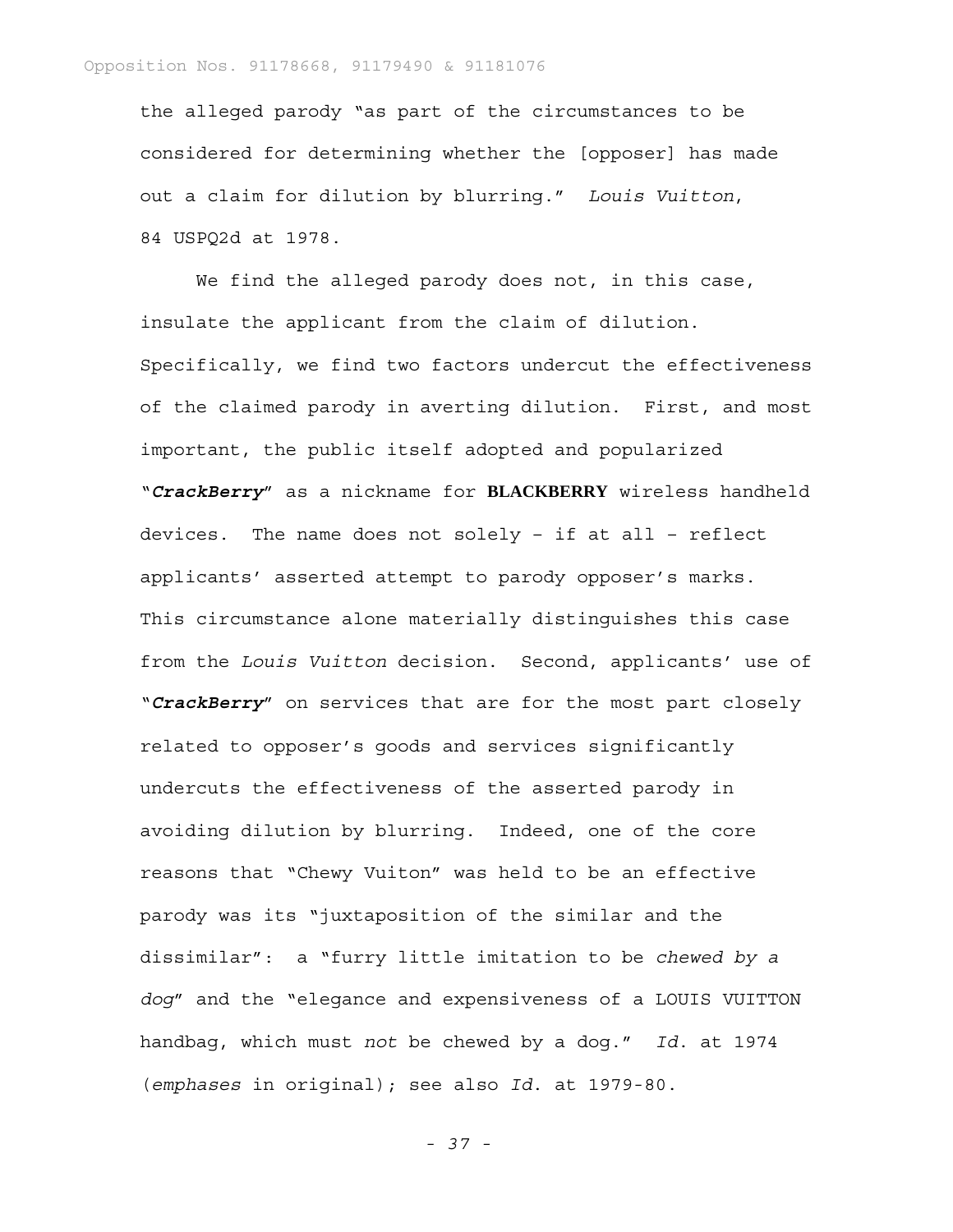the alleged parody "as part of the circumstances to be considered for determining whether the [opposer] has made out a claim for dilution by blurring." *Louis Vuitton*, 84 USPQ2d at 1978.

We find the alleged parody does not, in this case, insulate the applicant from the claim of dilution. Specifically, we find two factors undercut the effectiveness of the claimed parody in averting dilution. First, and most important, the public itself adopted and popularized "***CrackBerry***" as a nickname for **BLACKBERRY** wireless handheld devices. The name does not solely – if at all – reflect applicants' asserted attempt to parody opposer's marks. This circumstance alone materially distinguishes this case from the *Louis Vuitton* decision. Second, applicants' use of "***CrackBerry***" on services that are for the most part closely related to opposer's goods and services significantly undercuts the effectiveness of the asserted parody in avoiding dilution by blurring. Indeed, one of the core reasons that "Chewy Vuiton" was held to be an effective parody was its "juxtaposition of the similar and the dissimilar": a "furry little imitation to be *chewed by a dog*" and the "elegance and expensiveness of a LOUIS VUITTON handbag, which must *not* be chewed by a dog." *Id.* at 1974 (*emphases* in original); see also *Id.* at 1979-80.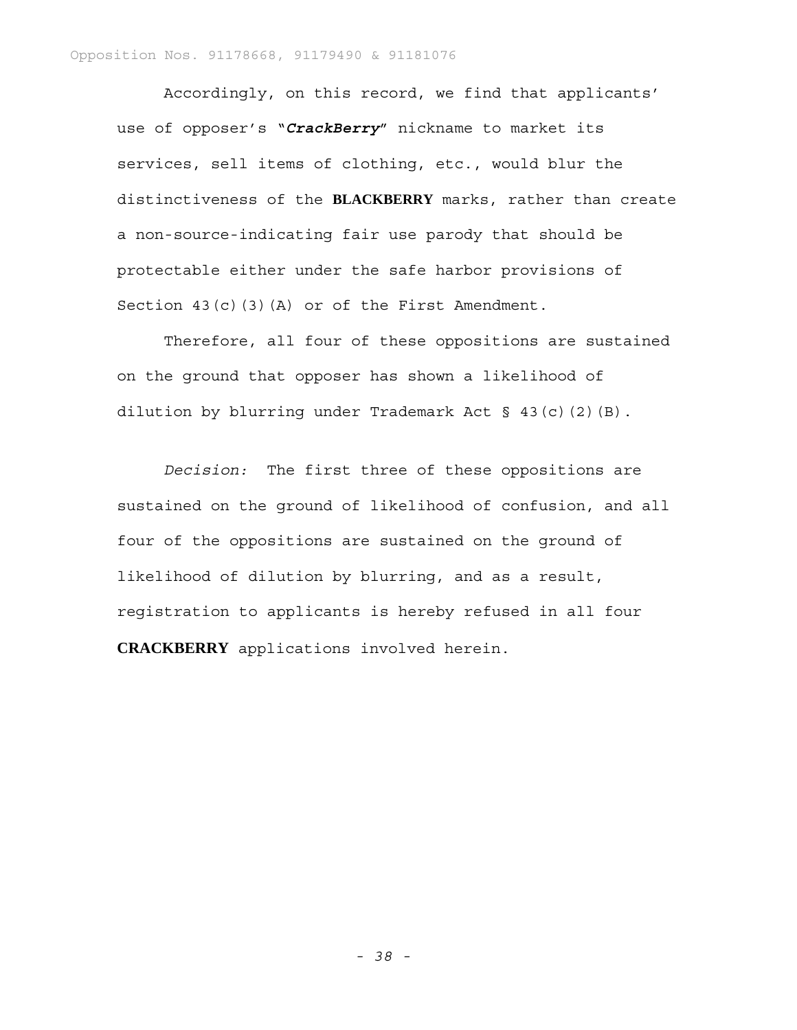Accordingly, on this record, we find that applicants' use of opposer's "***CrackBerry***" nickname to market its services, sell items of clothing, etc., would blur the distinctiveness of the **BLACKBERRY** marks, rather than create a non-source-indicating fair use parody that should be protectable either under the safe harbor provisions of Section 43(c)(3)(A) or of the First Amendment.

Therefore, all four of these oppositions are sustained on the ground that opposer has shown a likelihood of dilution by blurring under Trademark Act § 43(c)(2)(B).

*Decision:* The first three of these oppositions are sustained on the ground of likelihood of confusion, and all four of the oppositions are sustained on the ground of likelihood of dilution by blurring, and as a result, registration to applicants is hereby refused in all four **CRACKBERRY** applications involved herein.